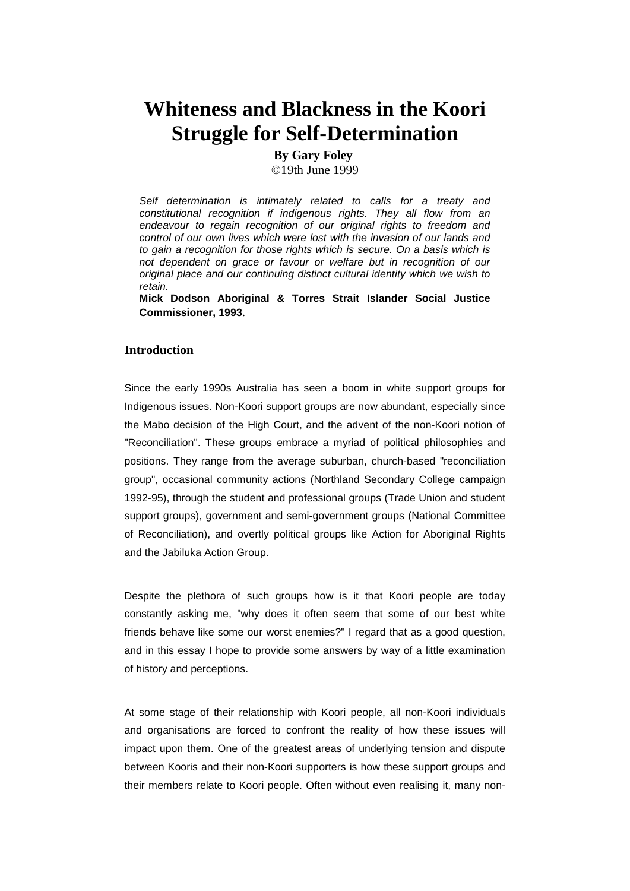# Whiteness and Blackness in the Koori Struggle for Self-Determination

**By Gary Foley**
©19th June 1999

> *Self determination is intimately related to calls for a treaty and constitutional recognition if indigenous rights. They all flow from an endeavour to regain recognition of our original rights to freedom and control of our own lives which were lost with the invasion of our lands and to gain a recognition for those rights which is secure. On a basis which is not dependent on grace or favour or welfare but in recognition of our original place and our continuing distinct cultural identity which we wish to retain.*
>
> **Mick Dodson Aboriginal & Torres Strait Islander Social Justice Commissioner, 1993.**

## Introduction

Since the early 1990s Australia has seen a boom in white support groups for Indigenous issues. Non-Koori support groups are now abundant, especially since the Mabo decision of the High Court, and the advent of the non-Koori notion of "Reconciliation". These groups embrace a myriad of political philosophies and positions. They range from the average suburban, church-based "reconciliation group", occasional community actions (Northland Secondary College campaign 1992-95), through the student and professional groups (Trade Union and student support groups), government and semi-government groups (National Committee of Reconciliation), and overtly political groups like Action for Aboriginal Rights and the Jabiluka Action Group.

Despite the plethora of such groups how is it that Koori people are today constantly asking me, "why does it often seem that some of our best white friends behave like some our worst enemies?" I regard that as a good question, and in this essay I hope to provide some answers by way of a little examination of history and perceptions.

At some stage of their relationship with Koori people, all non-Koori individuals and organisations are forced to confront the reality of how these issues will impact upon them. One of the greatest areas of underlying tension and dispute between Kooris and their non-Koori supporters is how these support groups and their members relate to Koori people. Often without even realising it, many non-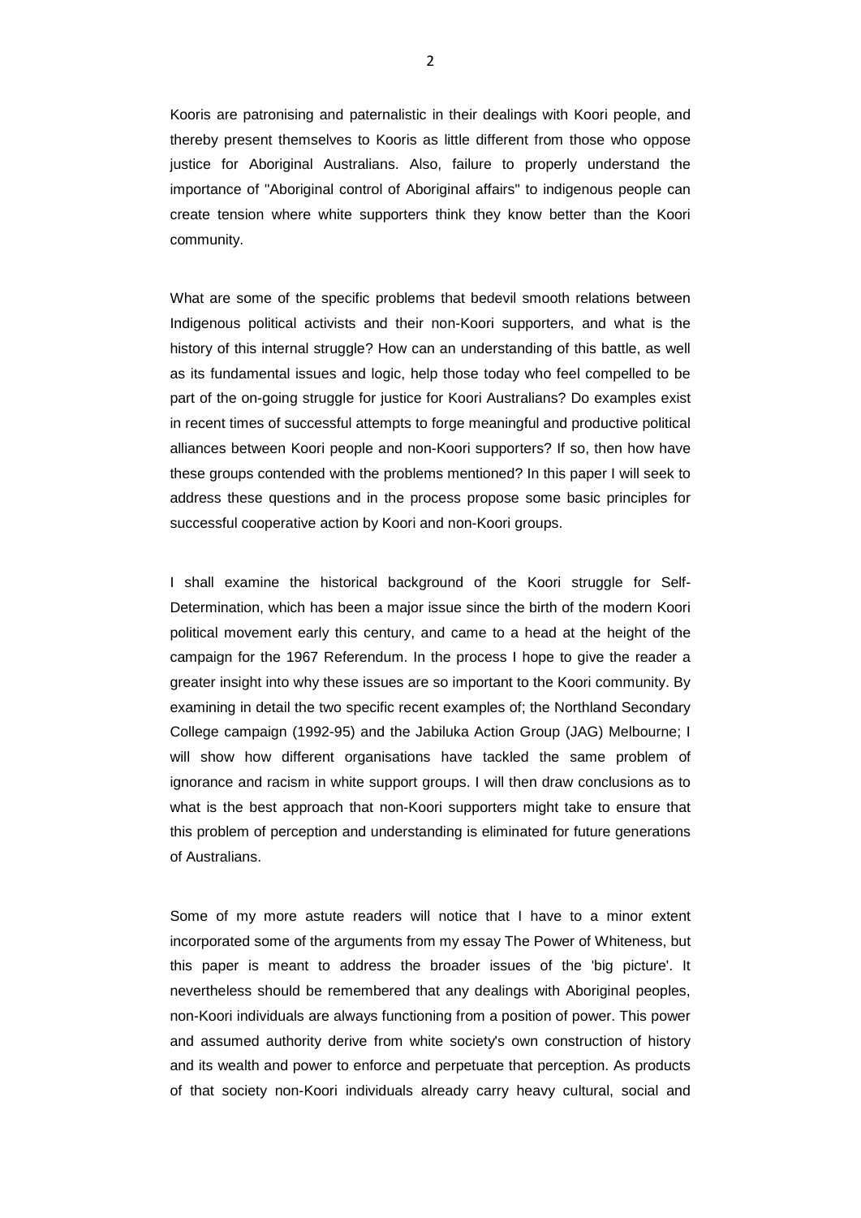Kooris are patronising and paternalistic in their dealings with Koori people, and thereby present themselves to Kooris as little different from those who oppose justice for Aboriginal Australians. Also, failure to properly understand the importance of "Aboriginal control of Aboriginal affairs" to indigenous people can create tension where white supporters think they know better than the Koori community.

What are some of the specific problems that bedevil smooth relations between Indigenous political activists and their non-Koori supporters, and what is the history of this internal struggle? How can an understanding of this battle, as well as its fundamental issues and logic, help those today who feel compelled to be part of the on-going struggle for justice for Koori Australians? Do examples exist in recent times of successful attempts to forge meaningful and productive political alliances between Koori people and non-Koori supporters? If so, then how have these groups contended with the problems mentioned? In this paper I will seek to address these questions and in the process propose some basic principles for successful cooperative action by Koori and non-Koori groups.

I shall examine the historical background of the Koori struggle for Self-Determination, which has been a major issue since the birth of the modern Koori political movement early this century, and came to a head at the height of the campaign for the 1967 Referendum. In the process I hope to give the reader a greater insight into why these issues are so important to the Koori community. By examining in detail the two specific recent examples of; the Northland Secondary College campaign (1992-95) and the Jabiluka Action Group (JAG) Melbourne; I will show how different organisations have tackled the same problem of ignorance and racism in white support groups. I will then draw conclusions as to what is the best approach that non-Koori supporters might take to ensure that this problem of perception and understanding is eliminated for future generations of Australians.

Some of my more astute readers will notice that I have to a minor extent incorporated some of the arguments from my essay The Power of Whiteness, but this paper is meant to address the broader issues of the 'big picture'. It nevertheless should be remembered that any dealings with Aboriginal peoples, non-Koori individuals are always functioning from a position of power. This power and assumed authority derive from white society's own construction of history and its wealth and power to enforce and perpetuate that perception. As products of that society non-Koori individuals already carry heavy cultural, social and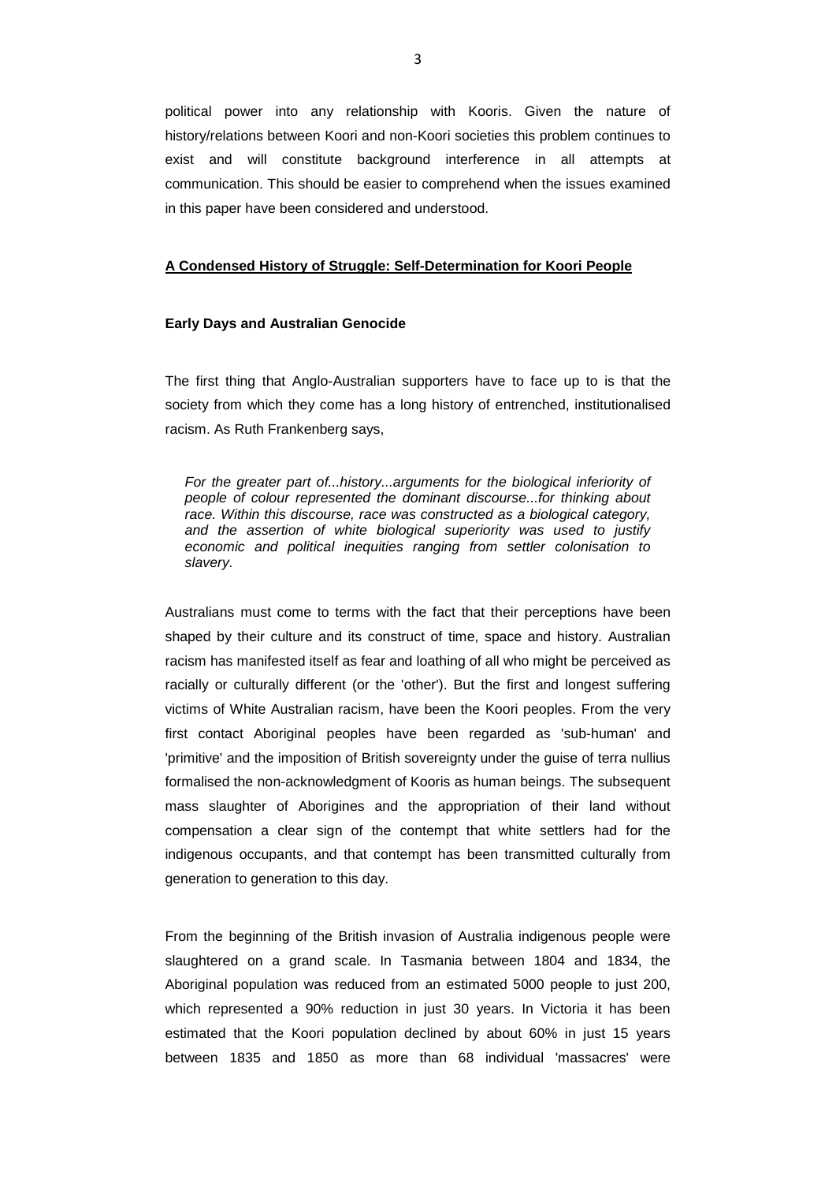political power into any relationship with Kooris. Given the nature of history/relations between Koori and non-Koori societies this problem continues to exist and will constitute background interference in all attempts at communication. This should be easier to comprehend when the issues examined in this paper have been considered and understood.

## A Condensed History of Struggle: Self-Determination for Koori People

### Early Days and Australian Genocide

The first thing that Anglo-Australian supporters have to face up to is that the society from which they come has a long history of entrenched, institutionalised racism. As Ruth Frankenberg says,

> *For the greater part of...history...arguments for the biological inferiority of people of colour represented the dominant discourse...for thinking about race. Within this discourse, race was constructed as a biological category, and the assertion of white biological superiority was used to justify economic and political inequities ranging from settler colonisation to slavery.*

Australians must come to terms with the fact that their perceptions have been shaped by their culture and its construct of time, space and history. Australian racism has manifested itself as fear and loathing of all who might be perceived as racially or culturally different (or the 'other'). But the first and longest suffering victims of White Australian racism, have been the Koori peoples. From the very first contact Aboriginal peoples have been regarded as 'sub-human' and 'primitive' and the imposition of British sovereignty under the guise of terra nullius formalised the non-acknowledgment of Kooris as human beings. The subsequent mass slaughter of Aborigines and the appropriation of their land without compensation a clear sign of the contempt that white settlers had for the indigenous occupants, and that contempt has been transmitted culturally from generation to generation to this day.

From the beginning of the British invasion of Australia indigenous people were slaughtered on a grand scale. In Tasmania between 1804 and 1834, the Aboriginal population was reduced from an estimated 5000 people to just 200, which represented a 90% reduction in just 30 years. In Victoria it has been estimated that the Koori population declined by about 60% in just 15 years between 1835 and 1850 as more than 68 individual 'massacres' were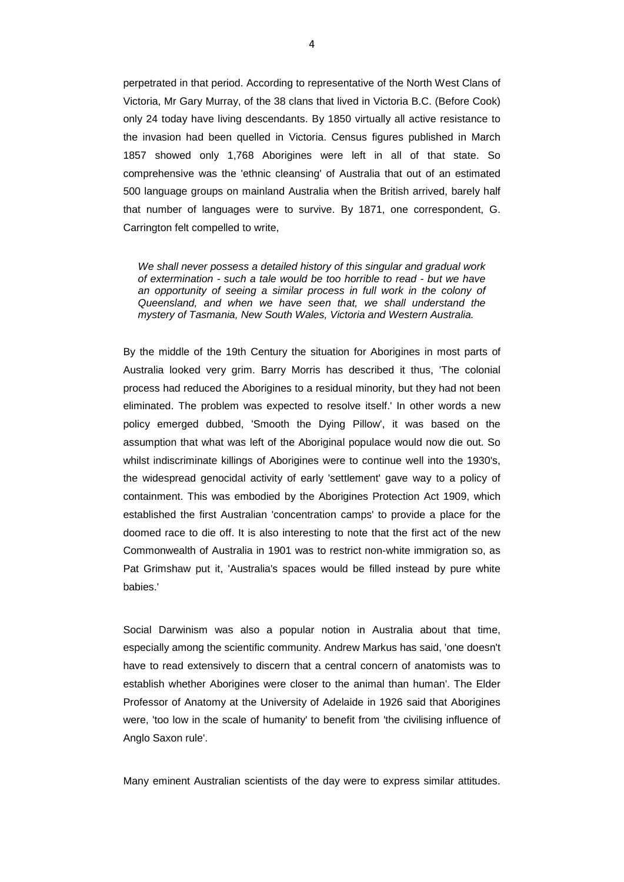perpetrated in that period. According to representative of the North West Clans of Victoria, Mr Gary Murray, of the 38 clans that lived in Victoria B.C. (Before Cook) only 24 today have living descendants. By 1850 virtually all active resistance to the invasion had been quelled in Victoria. Census figures published in March 1857 showed only 1,768 Aborigines were left in all of that state. So comprehensive was the 'ethnic cleansing' of Australia that out of an estimated 500 language groups on mainland Australia when the British arrived, barely half that number of languages were to survive. By 1871, one correspondent, G. Carrington felt compelled to write,

> *We shall never possess a detailed history of this singular and gradual work of extermination - such a tale would be too horrible to read - but we have an opportunity of seeing a similar process in full work in the colony of Queensland, and when we have seen that, we shall understand the mystery of Tasmania, New South Wales, Victoria and Western Australia.*

By the middle of the 19th Century the situation for Aborigines in most parts of Australia looked very grim. Barry Morris has described it thus, 'The colonial process had reduced the Aborigines to a residual minority, but they had not been eliminated. The problem was expected to resolve itself.' In other words a new policy emerged dubbed, 'Smooth the Dying Pillow', it was based on the assumption that what was left of the Aboriginal populace would now die out. So whilst indiscriminate killings of Aborigines were to continue well into the 1930's, the widespread genocidal activity of early 'settlement' gave way to a policy of containment. This was embodied by the Aborigines Protection Act 1909, which established the first Australian 'concentration camps' to provide a place for the doomed race to die off. It is also interesting to note that the first act of the new Commonwealth of Australia in 1901 was to restrict non-white immigration so, as Pat Grimshaw put it, 'Australia's spaces would be filled instead by pure white babies.'

Social Darwinism was also a popular notion in Australia about that time, especially among the scientific community. Andrew Markus has said, 'one doesn't have to read extensively to discern that a central concern of anatomists was to establish whether Aborigines were closer to the animal than human'. The Elder Professor of Anatomy at the University of Adelaide in 1926 said that Aborigines were, 'too low in the scale of humanity' to benefit from 'the civilising influence of Anglo Saxon rule'.

Many eminent Australian scientists of the day were to express similar attitudes.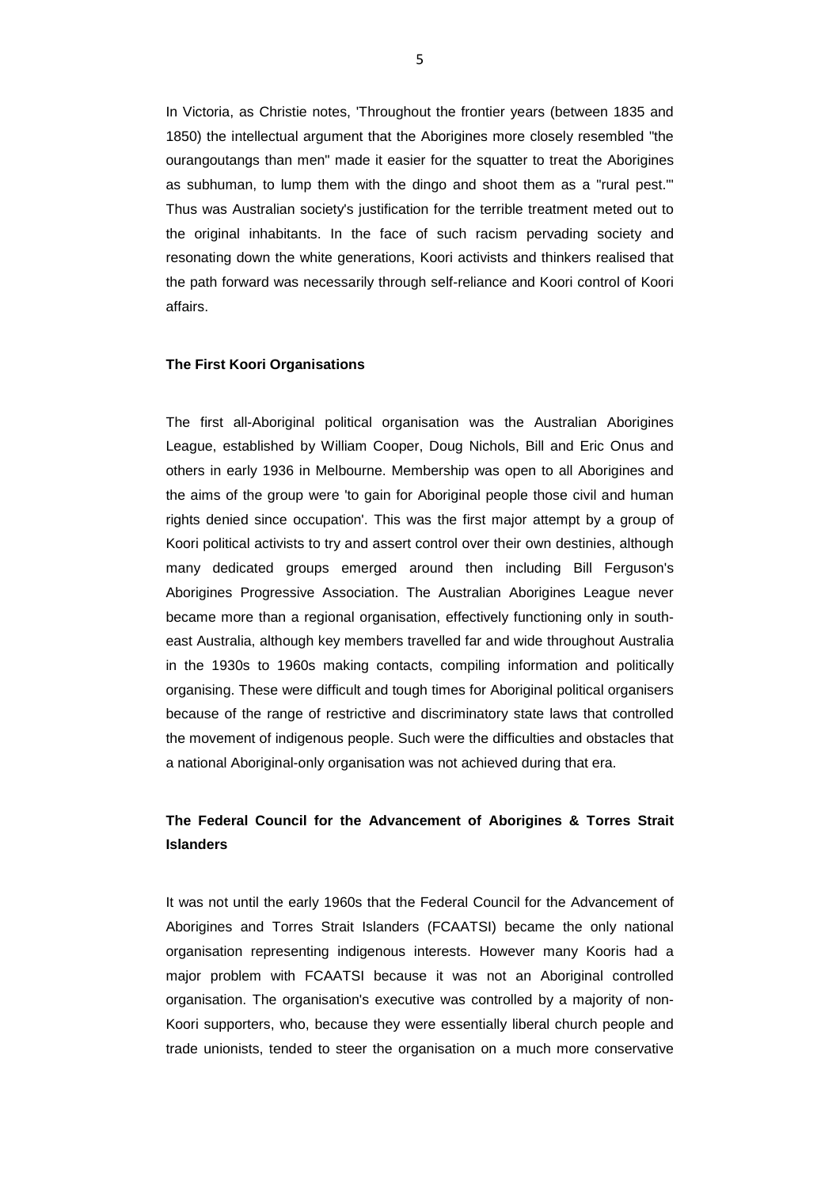In Victoria, as Christie notes, 'Throughout the frontier years (between 1835 and 1850) the intellectual argument that the Aborigines more closely resembled "the ourangoutangs than men" made it easier for the squatter to treat the Aborigines as subhuman, to lump them with the dingo and shoot them as a "rural pest."' Thus was Australian society's justification for the terrible treatment meted out to the original inhabitants. In the face of such racism pervading society and resonating down the white generations, Koori activists and thinkers realised that the path forward was necessarily through self-reliance and Koori control of Koori affairs.

### The First Koori Organisations

The first all-Aboriginal political organisation was the Australian Aborigines League, established by William Cooper, Doug Nichols, Bill and Eric Onus and others in early 1936 in Melbourne. Membership was open to all Aborigines and the aims of the group were 'to gain for Aboriginal people those civil and human rights denied since occupation'. This was the first major attempt by a group of Koori political activists to try and assert control over their own destinies, although many dedicated groups emerged around then including Bill Ferguson's Aborigines Progressive Association. The Australian Aborigines League never became more than a regional organisation, effectively functioning only in south-east Australia, although key members travelled far and wide throughout Australia in the 1930s to 1960s making contacts, compiling information and politically organising. These were difficult and tough times for Aboriginal political organisers because of the range of restrictive and discriminatory state laws that controlled the movement of indigenous people. Such were the difficulties and obstacles that a national Aboriginal-only organisation was not achieved during that era.

### The Federal Council for the Advancement of Aborigines & Torres Strait Islanders

It was not until the early 1960s that the Federal Council for the Advancement of Aborigines and Torres Strait Islanders (FCAATSI) became the only national organisation representing indigenous interests. However many Kooris had a major problem with FCAATSI because it was not an Aboriginal controlled organisation. The organisation's executive was controlled by a majority of non-Koori supporters, who, because they were essentially liberal church people and trade unionists, tended to steer the organisation on a much more conservative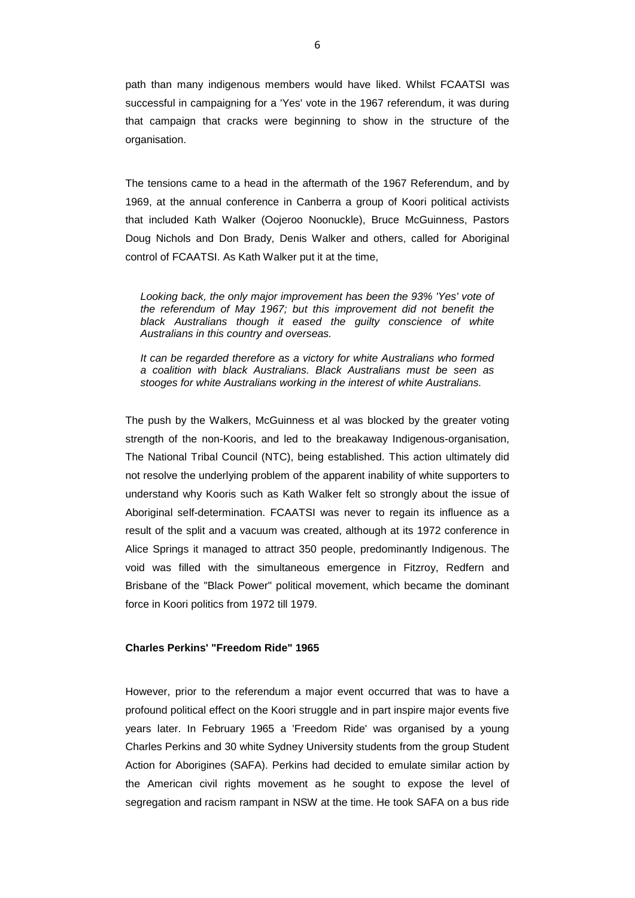path than many indigenous members would have liked. Whilst FCAATSI was successful in campaigning for a 'Yes' vote in the 1967 referendum, it was during that campaign that cracks were beginning to show in the structure of the organisation.

The tensions came to a head in the aftermath of the 1967 Referendum, and by 1969, at the annual conference in Canberra a group of Koori political activists that included Kath Walker (Oojeroo Noonuckle), Bruce McGuinness, Pastors Doug Nichols and Don Brady, Denis Walker and others, called for Aboriginal control of FCAATSI. As Kath Walker put it at the time,

> *Looking back, the only major improvement has been the 93% 'Yes' vote of the referendum of May 1967; but this improvement did not benefit the black Australians though it eased the guilty conscience of white Australians in this country and overseas.*
>
> *It can be regarded therefore as a victory for white Australians who formed a coalition with black Australians. Black Australians must be seen as stooges for white Australians working in the interest of white Australians.*

The push by the Walkers, McGuinness et al was blocked by the greater voting strength of the non-Kooris, and led to the breakaway Indigenous-organisation, The National Tribal Council (NTC), being established. This action ultimately did not resolve the underlying problem of the apparent inability of white supporters to understand why Kooris such as Kath Walker felt so strongly about the issue of Aboriginal self-determination. FCAATSI was never to regain its influence as a result of the split and a vacuum was created, although at its 1972 conference in Alice Springs it managed to attract 350 people, predominantly Indigenous. The void was filled with the simultaneous emergence in Fitzroy, Redfern and Brisbane of the "Black Power" political movement, which became the dominant force in Koori politics from 1972 till 1979.

**Charles Perkins' "Freedom Ride" 1965**

However, prior to the referendum a major event occurred that was to have a profound political effect on the Koori struggle and in part inspire major events five years later. In February 1965 a 'Freedom Ride' was organised by a young Charles Perkins and 30 white Sydney University students from the group Student Action for Aborigines (SAFA). Perkins had decided to emulate similar action by the American civil rights movement as he sought to expose the level of segregation and racism rampant in NSW at the time. He took SAFA on a bus ride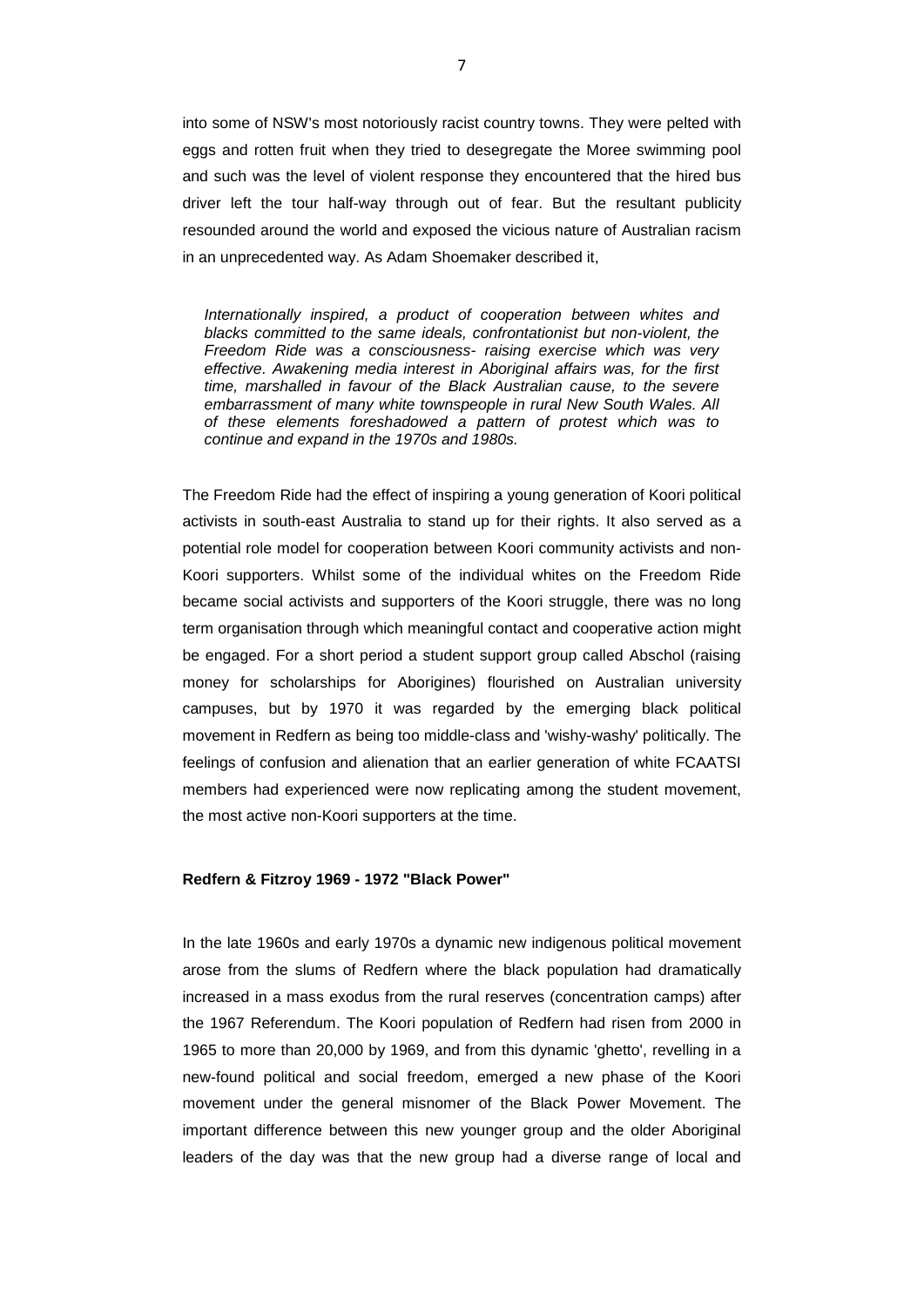into some of NSW's most notoriously racist country towns. They were pelted with eggs and rotten fruit when they tried to desegregate the Moree swimming pool and such was the level of violent response they encountered that the hired bus driver left the tour half-way through out of fear. But the resultant publicity resounded around the world and exposed the vicious nature of Australian racism in an unprecedented way. As Adam Shoemaker described it,

> *Internationally inspired, a product of cooperation between whites and blacks committed to the same ideals, confrontationist but non-violent, the Freedom Ride was a consciousness- raising exercise which was very effective. Awakening media interest in Aboriginal affairs was, for the first time, marshalled in favour of the Black Australian cause, to the severe embarrassment of many white townspeople in rural New South Wales. All of these elements foreshadowed a pattern of protest which was to continue and expand in the 1970s and 1980s.*

The Freedom Ride had the effect of inspiring a young generation of Koori political activists in south-east Australia to stand up for their rights. It also served as a potential role model for cooperation between Koori community activists and non-Koori supporters. Whilst some of the individual whites on the Freedom Ride became social activists and supporters of the Koori struggle, there was no long term organisation through which meaningful contact and cooperative action might be engaged. For a short period a student support group called Abschol (raising money for scholarships for Aborigines) flourished on Australian university campuses, but by 1970 it was regarded by the emerging black political movement in Redfern as being too middle-class and 'wishy-washy' politically. The feelings of confusion and alienation that an earlier generation of white FCAATSI members had experienced were now replicating among the student movement, the most active non-Koori supporters at the time.

**Redfern & Fitzroy 1969 - 1972 "Black Power"**

In the late 1960s and early 1970s a dynamic new indigenous political movement arose from the slums of Redfern where the black population had dramatically increased in a mass exodus from the rural reserves (concentration camps) after the 1967 Referendum. The Koori population of Redfern had risen from 2000 in 1965 to more than 20,000 by 1969, and from this dynamic 'ghetto', revelling in a new-found political and social freedom, emerged a new phase of the Koori movement under the general misnomer of the Black Power Movement. The important difference between this new younger group and the older Aboriginal leaders of the day was that the new group had a diverse range of local and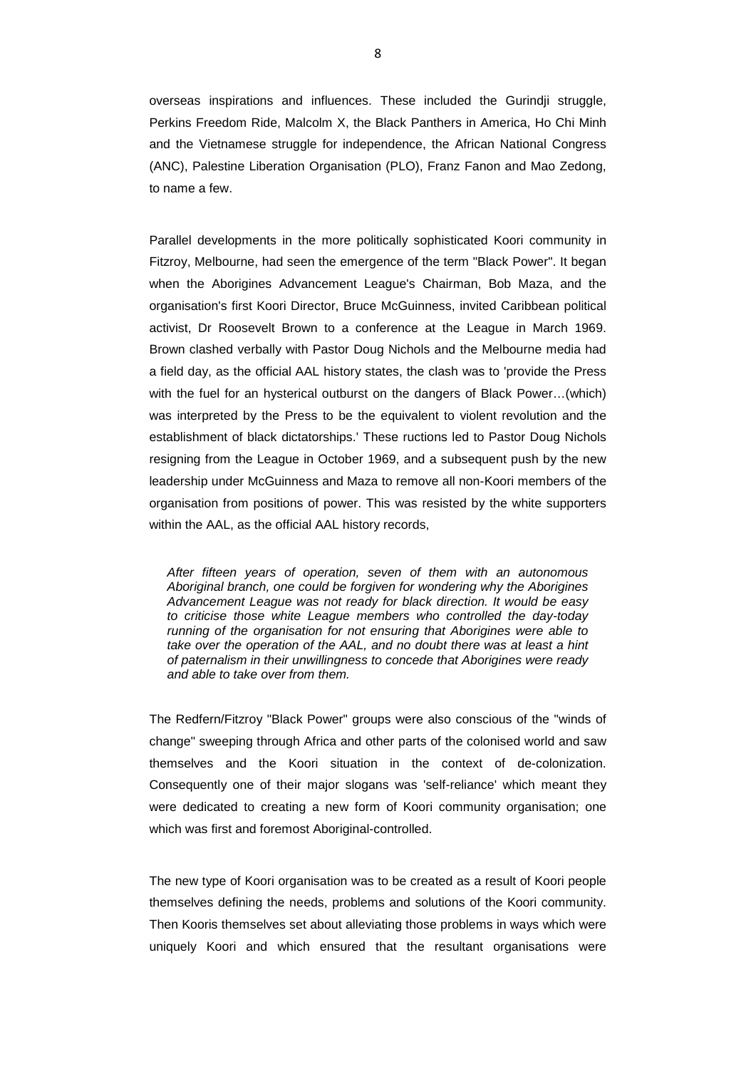overseas inspirations and influences. These included the Gurindji struggle, Perkins Freedom Ride, Malcolm X, the Black Panthers in America, Ho Chi Minh and the Vietnamese struggle for independence, the African National Congress (ANC), Palestine Liberation Organisation (PLO), Franz Fanon and Mao Zedong, to name a few.

Parallel developments in the more politically sophisticated Koori community in Fitzroy, Melbourne, had seen the emergence of the term "Black Power". It began when the Aborigines Advancement League's Chairman, Bob Maza, and the organisation's first Koori Director, Bruce McGuinness, invited Caribbean political activist, Dr Roosevelt Brown to a conference at the League in March 1969. Brown clashed verbally with Pastor Doug Nichols and the Melbourne media had a field day, as the official AAL history states, the clash was to 'provide the Press with the fuel for an hysterical outburst on the dangers of Black Power…(which) was interpreted by the Press to be the equivalent to violent revolution and the establishment of black dictatorships.' These ructions led to Pastor Doug Nichols resigning from the League in October 1969, and a subsequent push by the new leadership under McGuinness and Maza to remove all non-Koori members of the organisation from positions of power. This was resisted by the white supporters within the AAL, as the official AAL history records,

> *After fifteen years of operation, seven of them with an autonomous Aboriginal branch, one could be forgiven for wondering why the Aborigines Advancement League was not ready for black direction. It would be easy to criticise those white League members who controlled the day-today running of the organisation for not ensuring that Aborigines were able to take over the operation of the AAL, and no doubt there was at least a hint of paternalism in their unwillingness to concede that Aborigines were ready and able to take over from them.*

The Redfern/Fitzroy "Black Power" groups were also conscious of the "winds of change" sweeping through Africa and other parts of the colonised world and saw themselves and the Koori situation in the context of de-colonization. Consequently one of their major slogans was 'self-reliance' which meant they were dedicated to creating a new form of Koori community organisation; one which was first and foremost Aboriginal-controlled.

The new type of Koori organisation was to be created as a result of Koori people themselves defining the needs, problems and solutions of the Koori community. Then Kooris themselves set about alleviating those problems in ways which were uniquely Koori and which ensured that the resultant organisations were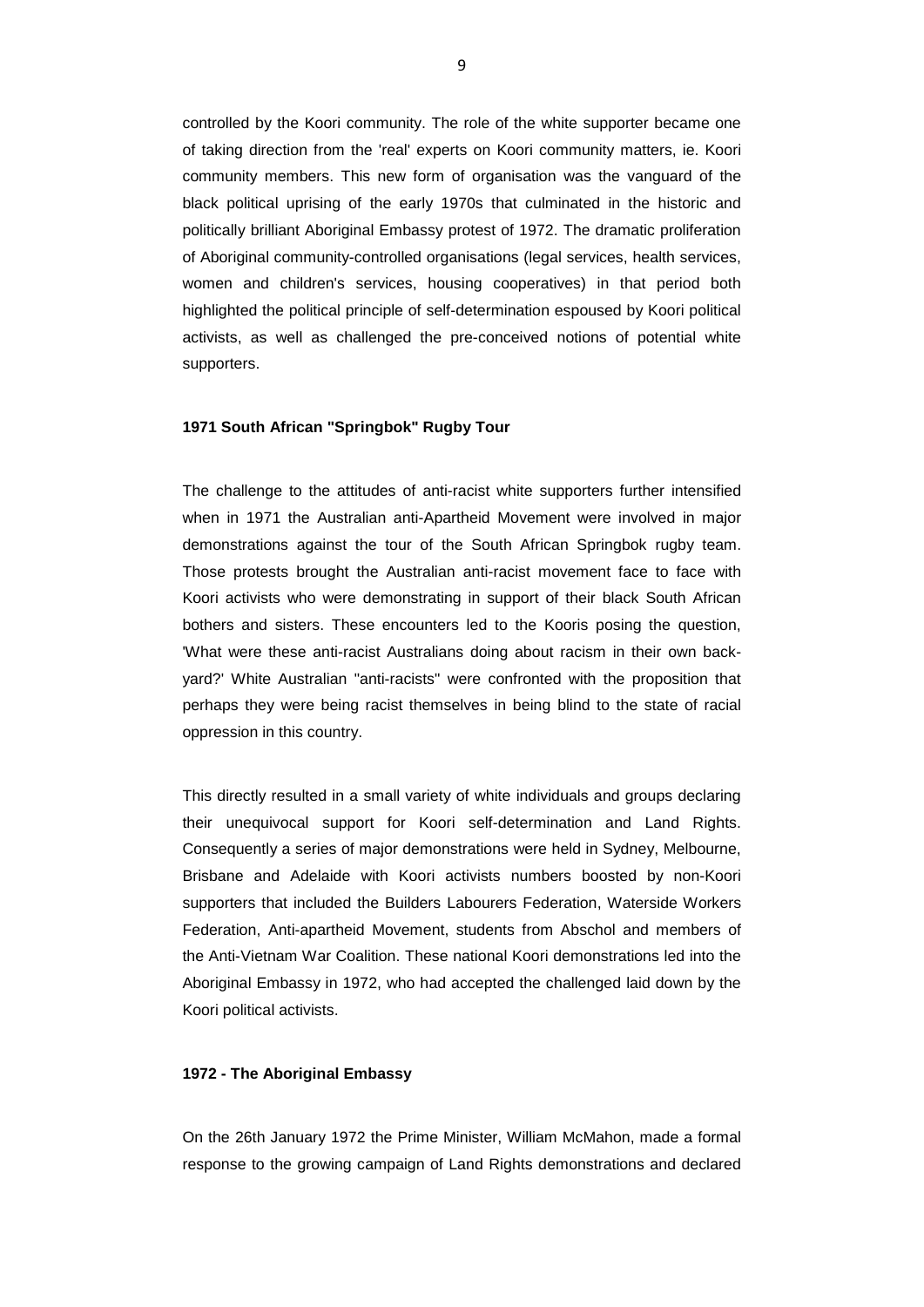controlled by the Koori community. The role of the white supporter became one of taking direction from the 'real' experts on Koori community matters, ie. Koori community members. This new form of organisation was the vanguard of the black political uprising of the early 1970s that culminated in the historic and politically brilliant Aboriginal Embassy protest of 1972. The dramatic proliferation of Aboriginal community-controlled organisations (legal services, health services, women and children's services, housing cooperatives) in that period both highlighted the political principle of self-determination espoused by Koori political activists, as well as challenged the pre-conceived notions of potential white supporters.

**1971 South African "Springbok" Rugby Tour**

The challenge to the attitudes of anti-racist white supporters further intensified when in 1971 the Australian anti-Apartheid Movement were involved in major demonstrations against the tour of the South African Springbok rugby team. Those protests brought the Australian anti-racist movement face to face with Koori activists who were demonstrating in support of their black South African bothers and sisters. These encounters led to the Kooris posing the question, 'What were these anti-racist Australians doing about racism in their own back-yard?' White Australian "anti-racists" were confronted with the proposition that perhaps they were being racist themselves in being blind to the state of racial oppression in this country.

This directly resulted in a small variety of white individuals and groups declaring their unequivocal support for Koori self-determination and Land Rights. Consequently a series of major demonstrations were held in Sydney, Melbourne, Brisbane and Adelaide with Koori activists numbers boosted by non-Koori supporters that included the Builders Labourers Federation, Waterside Workers Federation, Anti-apartheid Movement, students from Abschol and members of the Anti-Vietnam War Coalition. These national Koori demonstrations led into the Aboriginal Embassy in 1972, who had accepted the challenged laid down by the Koori political activists.

**1972 - The Aboriginal Embassy**

On the 26th January 1972 the Prime Minister, William McMahon, made a formal response to the growing campaign of Land Rights demonstrations and declared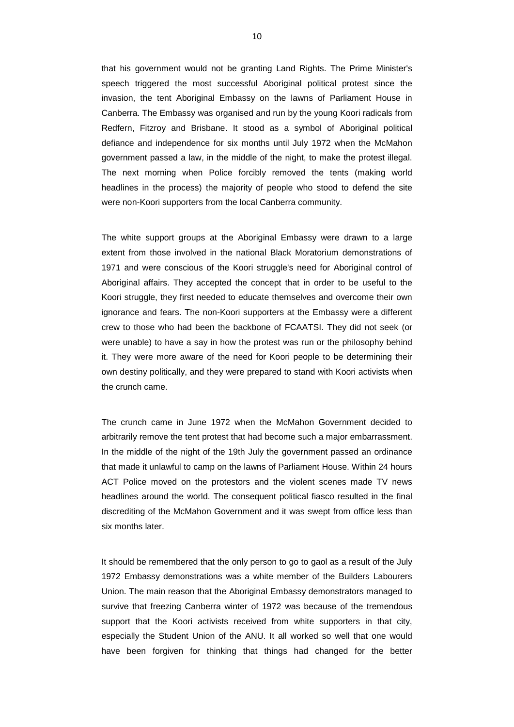that his government would not be granting Land Rights. The Prime Minister's speech triggered the most successful Aboriginal political protest since the invasion, the tent Aboriginal Embassy on the lawns of Parliament House in Canberra. The Embassy was organised and run by the young Koori radicals from Redfern, Fitzroy and Brisbane. It stood as a symbol of Aboriginal political defiance and independence for six months until July 1972 when the McMahon government passed a law, in the middle of the night, to make the protest illegal. The next morning when Police forcibly removed the tents (making world headlines in the process) the majority of people who stood to defend the site were non-Koori supporters from the local Canberra community.

The white support groups at the Aboriginal Embassy were drawn to a large extent from those involved in the national Black Moratorium demonstrations of 1971 and were conscious of the Koori struggle's need for Aboriginal control of Aboriginal affairs. They accepted the concept that in order to be useful to the Koori struggle, they first needed to educate themselves and overcome their own ignorance and fears. The non-Koori supporters at the Embassy were a different crew to those who had been the backbone of FCAATSI. They did not seek (or were unable) to have a say in how the protest was run or the philosophy behind it. They were more aware of the need for Koori people to be determining their own destiny politically, and they were prepared to stand with Koori activists when the crunch came.

The crunch came in June 1972 when the McMahon Government decided to arbitrarily remove the tent protest that had become such a major embarrassment. In the middle of the night of the 19th July the government passed an ordinance that made it unlawful to camp on the lawns of Parliament House. Within 24 hours ACT Police moved on the protestors and the violent scenes made TV news headlines around the world. The consequent political fiasco resulted in the final discrediting of the McMahon Government and it was swept from office less than six months later.

It should be remembered that the only person to go to gaol as a result of the July 1972 Embassy demonstrations was a white member of the Builders Labourers Union. The main reason that the Aboriginal Embassy demonstrators managed to survive that freezing Canberra winter of 1972 was because of the tremendous support that the Koori activists received from white supporters in that city, especially the Student Union of the ANU. It all worked so well that one would have been forgiven for thinking that things had changed for the better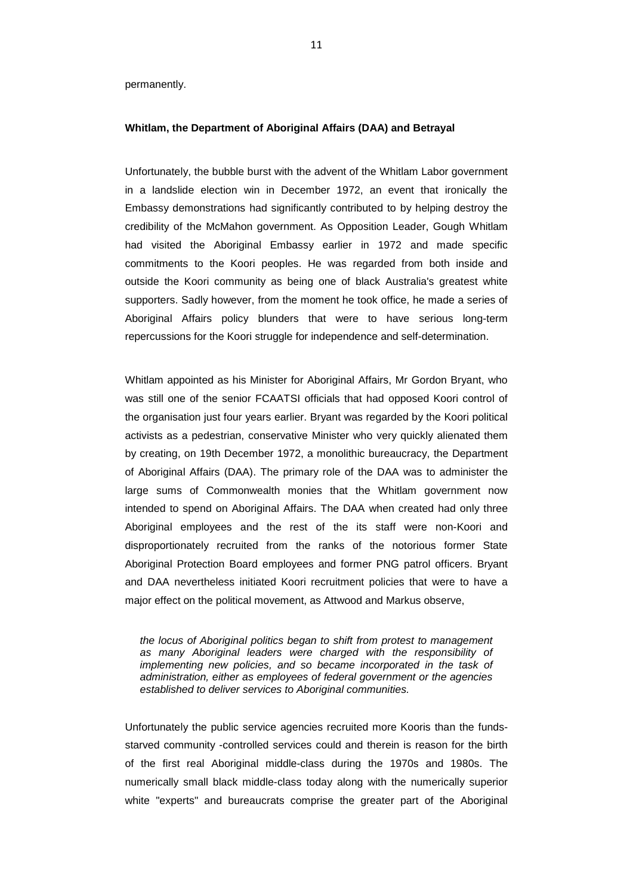permanently.

**Whitlam, the Department of Aboriginal Affairs (DAA) and Betrayal**

Unfortunately, the bubble burst with the advent of the Whitlam Labor government in a landslide election win in December 1972, an event that ironically the Embassy demonstrations had significantly contributed to by helping destroy the credibility of the McMahon government. As Opposition Leader, Gough Whitlam had visited the Aboriginal Embassy earlier in 1972 and made specific commitments to the Koori peoples. He was regarded from both inside and outside the Koori community as being one of black Australia's greatest white supporters. Sadly however, from the moment he took office, he made a series of Aboriginal Affairs policy blunders that were to have serious long-term repercussions for the Koori struggle for independence and self-determination.

Whitlam appointed as his Minister for Aboriginal Affairs, Mr Gordon Bryant, who was still one of the senior FCAATSI officials that had opposed Koori control of the organisation just four years earlier. Bryant was regarded by the Koori political activists as a pedestrian, conservative Minister who very quickly alienated them by creating, on 19th December 1972, a monolithic bureaucracy, the Department of Aboriginal Affairs (DAA). The primary role of the DAA was to administer the large sums of Commonwealth monies that the Whitlam government now intended to spend on Aboriginal Affairs. The DAA when created had only three Aboriginal employees and the rest of the its staff were non-Koori and disproportionately recruited from the ranks of the notorious former State Aboriginal Protection Board employees and former PNG patrol officers. Bryant and DAA nevertheless initiated Koori recruitment policies that were to have a major effect on the political movement, as Attwood and Markus observe,

> *the locus of Aboriginal politics began to shift from protest to management as many Aboriginal leaders were charged with the responsibility of implementing new policies, and so became incorporated in the task of administration, either as employees of federal government or the agencies established to deliver services to Aboriginal communities.*

Unfortunately the public service agencies recruited more Kooris than the funds-starved community -controlled services could and therein is reason for the birth of the first real Aboriginal middle-class during the 1970s and 1980s. The numerically small black middle-class today along with the numerically superior white "experts" and bureaucrats comprise the greater part of the Aboriginal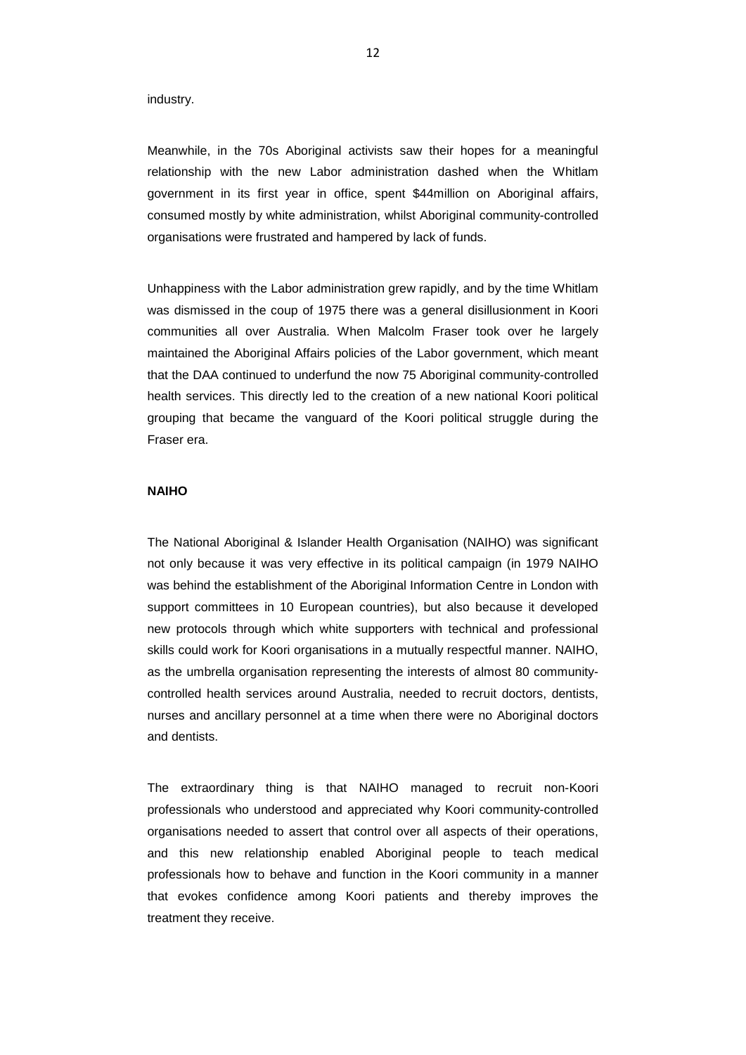industry.

Meanwhile, in the 70s Aboriginal activists saw their hopes for a meaningful relationship with the new Labor administration dashed when the Whitlam government in its first year in office, spent $44million on Aboriginal affairs, consumed mostly by white administration, whilst Aboriginal community-controlled organisations were frustrated and hampered by lack of funds.

Unhappiness with the Labor administration grew rapidly, and by the time Whitlam was dismissed in the coup of 1975 there was a general disillusionment in Koori communities all over Australia. When Malcolm Fraser took over he largely maintained the Aboriginal Affairs policies of the Labor government, which meant that the DAA continued to underfund the now 75 Aboriginal community-controlled health services. This directly led to the creation of a new national Koori political grouping that became the vanguard of the Koori political struggle during the Fraser era.

**NAIHO**

The National Aboriginal & Islander Health Organisation (NAIHO) was significant not only because it was very effective in its political campaign (in 1979 NAIHO was behind the establishment of the Aboriginal Information Centre in London with support committees in 10 European countries), but also because it developed new protocols through which white supporters with technical and professional skills could work for Koori organisations in a mutually respectful manner. NAIHO, as the umbrella organisation representing the interests of almost 80 community-controlled health services around Australia, needed to recruit doctors, dentists, nurses and ancillary personnel at a time when there were no Aboriginal doctors and dentists.

The extraordinary thing is that NAIHO managed to recruit non-Koori professionals who understood and appreciated why Koori community-controlled organisations needed to assert that control over all aspects of their operations, and this new relationship enabled Aboriginal people to teach medical professionals how to behave and function in the Koori community in a manner that evokes confidence among Koori patients and thereby improves the treatment they receive.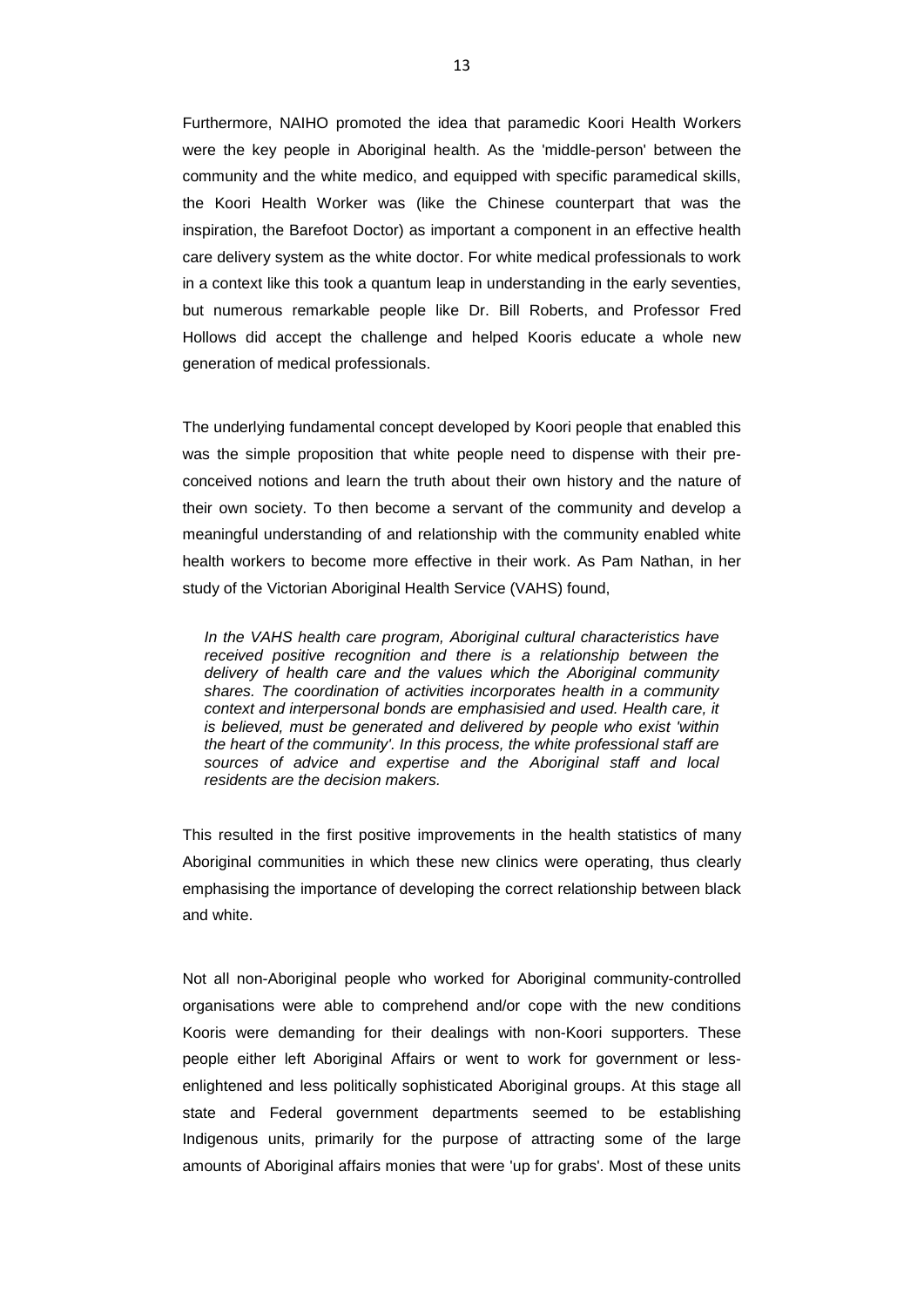Furthermore, NAIHO promoted the idea that paramedic Koori Health Workers were the key people in Aboriginal health. As the 'middle-person' between the community and the white medico, and equipped with specific paramedical skills, the Koori Health Worker was (like the Chinese counterpart that was the inspiration, the Barefoot Doctor) as important a component in an effective health care delivery system as the white doctor. For white medical professionals to work in a context like this took a quantum leap in understanding in the early seventies, but numerous remarkable people like Dr. Bill Roberts, and Professor Fred Hollows did accept the challenge and helped Kooris educate a whole new generation of medical professionals.

The underlying fundamental concept developed by Koori people that enabled this was the simple proposition that white people need to dispense with their pre-conceived notions and learn the truth about their own history and the nature of their own society. To then become a servant of the community and develop a meaningful understanding of and relationship with the community enabled white health workers to become more effective in their work. As Pam Nathan, in her study of the Victorian Aboriginal Health Service (VAHS) found,

> *In the VAHS health care program, Aboriginal cultural characteristics have received positive recognition and there is a relationship between the delivery of health care and the values which the Aboriginal community shares. The coordination of activities incorporates health in a community context and interpersonal bonds are emphasisied and used. Health care, it is believed, must be generated and delivered by people who exist 'within the heart of the community'. In this process, the white professional staff are sources of advice and expertise and the Aboriginal staff and local residents are the decision makers.*

This resulted in the first positive improvements in the health statistics of many Aboriginal communities in which these new clinics were operating, thus clearly emphasising the importance of developing the correct relationship between black and white.

Not all non-Aboriginal people who worked for Aboriginal community-controlled organisations were able to comprehend and/or cope with the new conditions Kooris were demanding for their dealings with non-Koori supporters. These people either left Aboriginal Affairs or went to work for government or less-enlightened and less politically sophisticated Aboriginal groups. At this stage all state and Federal government departments seemed to be establishing Indigenous units, primarily for the purpose of attracting some of the large amounts of Aboriginal affairs monies that were 'up for grabs'. Most of these units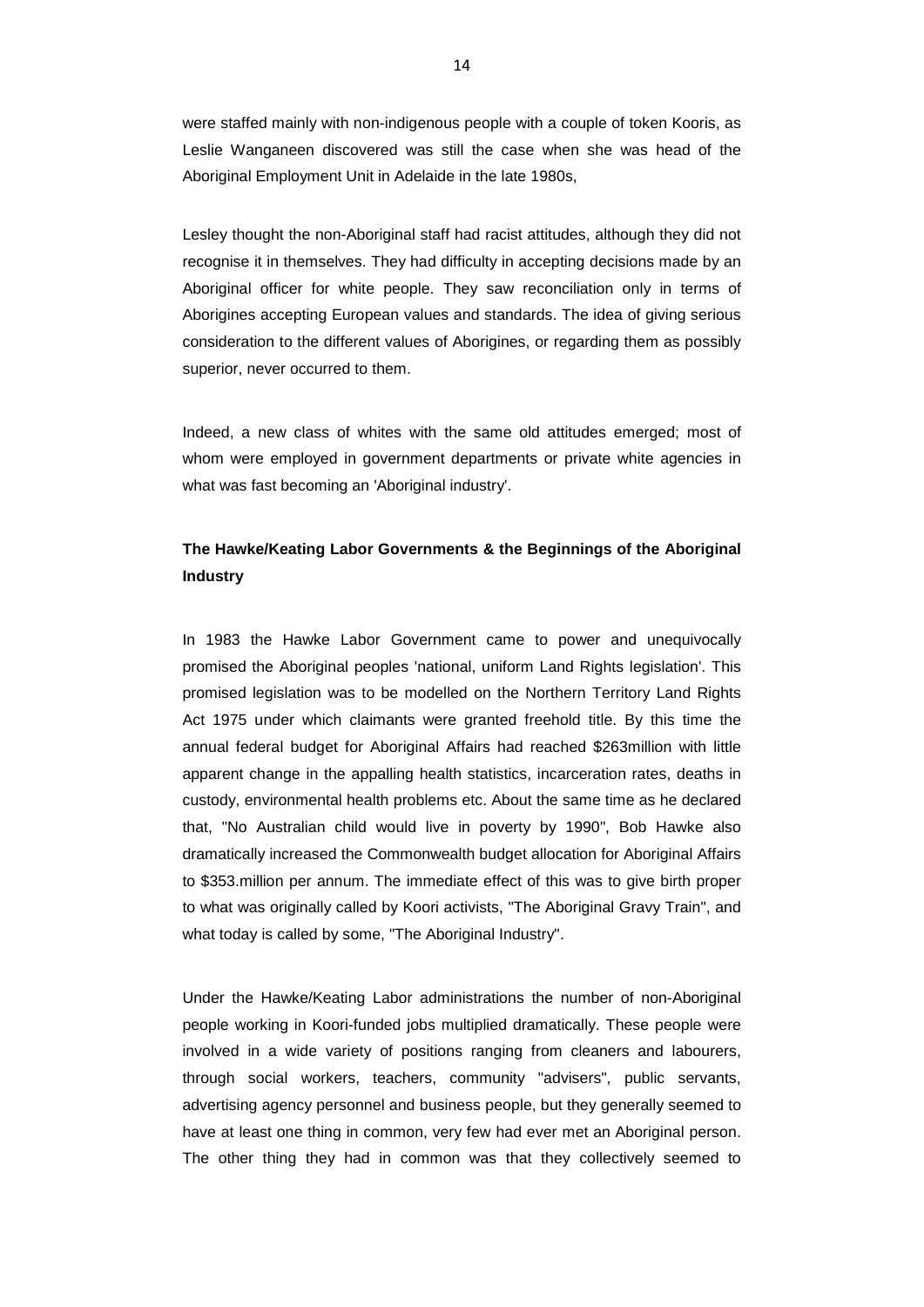were staffed mainly with non-indigenous people with a couple of token Kooris, as Leslie Wanganeen discovered was still the case when she was head of the Aboriginal Employment Unit in Adelaide in the late 1980s,

Lesley thought the non-Aboriginal staff had racist attitudes, although they did not recognise it in themselves. They had difficulty in accepting decisions made by an Aboriginal officer for white people. They saw reconciliation only in terms of Aborigines accepting European values and standards. The idea of giving serious consideration to the different values of Aborigines, or regarding them as possibly superior, never occurred to them.

Indeed, a new class of whites with the same old attitudes emerged; most of whom were employed in government departments or private white agencies in what was fast becoming an 'Aboriginal industry'.

**The Hawke/Keating Labor Governments & the Beginnings of the Aboriginal Industry**

In 1983 the Hawke Labor Government came to power and unequivocally promised the Aboriginal peoples 'national, uniform Land Rights legislation'. This promised legislation was to be modelled on the Northern Territory Land Rights Act 1975 under which claimants were granted freehold title. By this time the annual federal budget for Aboriginal Affairs had reached $263million with little apparent change in the appalling health statistics, incarceration rates, deaths in custody, environmental health problems etc. About the same time as he declared that, "No Australian child would live in poverty by 1990", Bob Hawke also dramatically increased the Commonwealth budget allocation for Aboriginal Affairs to $353.million per annum. The immediate effect of this was to give birth proper to what was originally called by Koori activists, "The Aboriginal Gravy Train", and what today is called by some, "The Aboriginal Industry".

Under the Hawke/Keating Labor administrations the number of non-Aboriginal people working in Koori-funded jobs multiplied dramatically. These people were involved in a wide variety of positions ranging from cleaners and labourers, through social workers, teachers, community "advisers", public servants, advertising agency personnel and business people, but they generally seemed to have at least one thing in common, very few had ever met an Aboriginal person. The other thing they had in common was that they collectively seemed to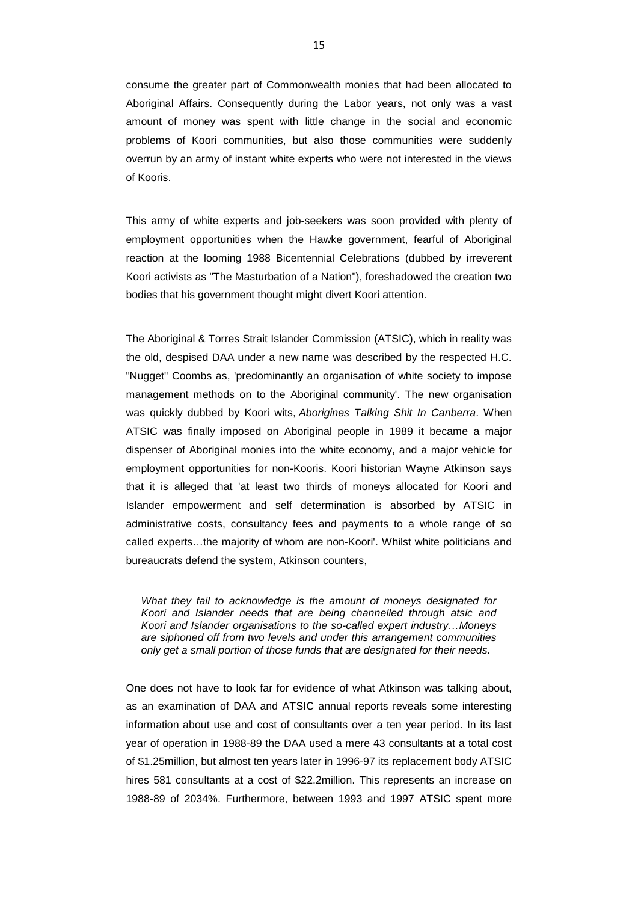consume the greater part of Commonwealth monies that had been allocated to Aboriginal Affairs. Consequently during the Labor years, not only was a vast amount of money was spent with little change in the social and economic problems of Koori communities, but also those communities were suddenly overrun by an army of instant white experts who were not interested in the views of Kooris.

This army of white experts and job-seekers was soon provided with plenty of employment opportunities when the Hawke government, fearful of Aboriginal reaction at the looming 1988 Bicentennial Celebrations (dubbed by irreverent Koori activists as "The Masturbation of a Nation"), foreshadowed the creation two bodies that his government thought might divert Koori attention.

The Aboriginal & Torres Strait Islander Commission (ATSIC), which in reality was the old, despised DAA under a new name was described by the respected H.C. "Nugget" Coombs as, 'predominantly an organisation of white society to impose management methods on to the Aboriginal community'. The new organisation was quickly dubbed by Koori wits, *Aborigines Talking Shit In Canberra*. When ATSIC was finally imposed on Aboriginal people in 1989 it became a major dispenser of Aboriginal monies into the white economy, and a major vehicle for employment opportunities for non-Kooris. Koori historian Wayne Atkinson says that it is alleged that 'at least two thirds of moneys allocated for Koori and Islander empowerment and self determination is absorbed by ATSIC in administrative costs, consultancy fees and payments to a whole range of so called experts…the majority of whom are non-Koori'. Whilst white politicians and bureaucrats defend the system, Atkinson counters,

> *What they fail to acknowledge is the amount of moneys designated for Koori and Islander needs that are being channelled through atsic and Koori and Islander organisations to the so-called expert industry…Moneys are siphoned off from two levels and under this arrangement communities only get a small portion of those funds that are designated for their needs.*

One does not have to look far for evidence of what Atkinson was talking about, as an examination of DAA and ATSIC annual reports reveals some interesting information about use and cost of consultants over a ten year period. In its last year of operation in 1988-89 the DAA used a mere 43 consultants at a total cost of $1.25million, but almost ten years later in 1996-97 its replacement body ATSIC hires 581 consultants at a cost of $22.2million. This represents an increase on 1988-89 of 2034%. Furthermore, between 1993 and 1997 ATSIC spent more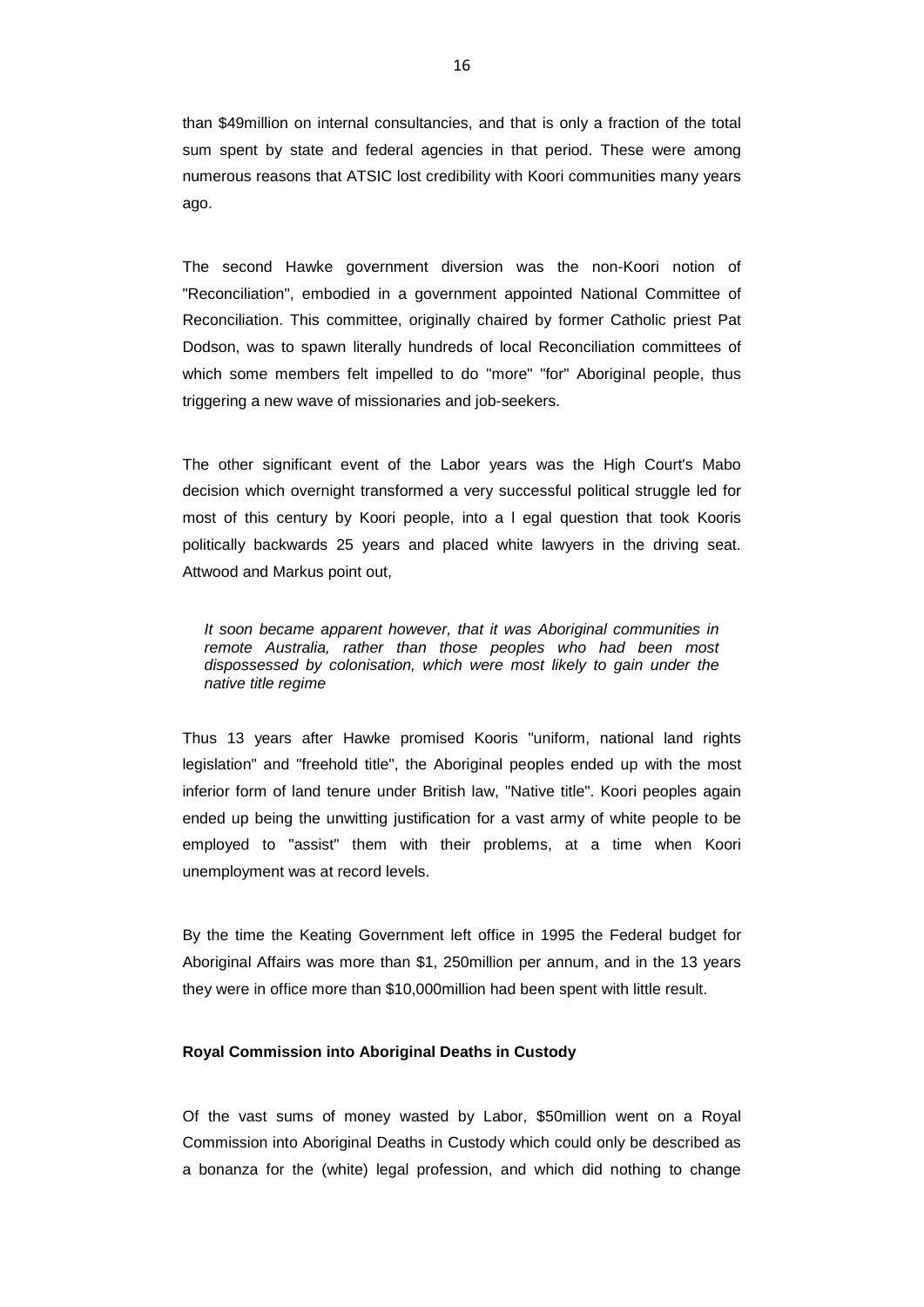than $49million on internal consultancies, and that is only a fraction of the total sum spent by state and federal agencies in that period. These were among numerous reasons that ATSIC lost credibility with Koori communities many years ago.

The second Hawke government diversion was the non-Koori notion of "Reconciliation", embodied in a government appointed National Committee of Reconciliation. This committee, originally chaired by former Catholic priest Pat Dodson, was to spawn literally hundreds of local Reconciliation committees of which some members felt impelled to do "more" "for" Aboriginal people, thus triggering a new wave of missionaries and job-seekers.

The other significant event of the Labor years was the High Court's Mabo decision which overnight transformed a very successful political struggle led for most of this century by Koori people, into a l egal question that took Kooris politically backwards 25 years and placed white lawyers in the driving seat. Attwood and Markus point out,

> *It soon became apparent however, that it was Aboriginal communities in remote Australia, rather than those peoples who had been most dispossessed by colonisation, which were most likely to gain under the native title regime*

Thus 13 years after Hawke promised Kooris "uniform, national land rights legislation" and "freehold title", the Aboriginal peoples ended up with the most inferior form of land tenure under British law, "Native title". Koori peoples again ended up being the unwitting justification for a vast army of white people to be employed to "assist" them with their problems, at a time when Koori unemployment was at record levels.

By the time the Keating Government left office in 1995 the Federal budget for Aboriginal Affairs was more than $1, 250million per annum, and in the 13 years they were in office more than $10,000million had been spent with little result.

**Royal Commission into Aboriginal Deaths in Custody**

Of the vast sums of money wasted by Labor, $50million went on a Royal Commission into Aboriginal Deaths in Custody which could only be described as a bonanza for the (white) legal profession, and which did nothing to change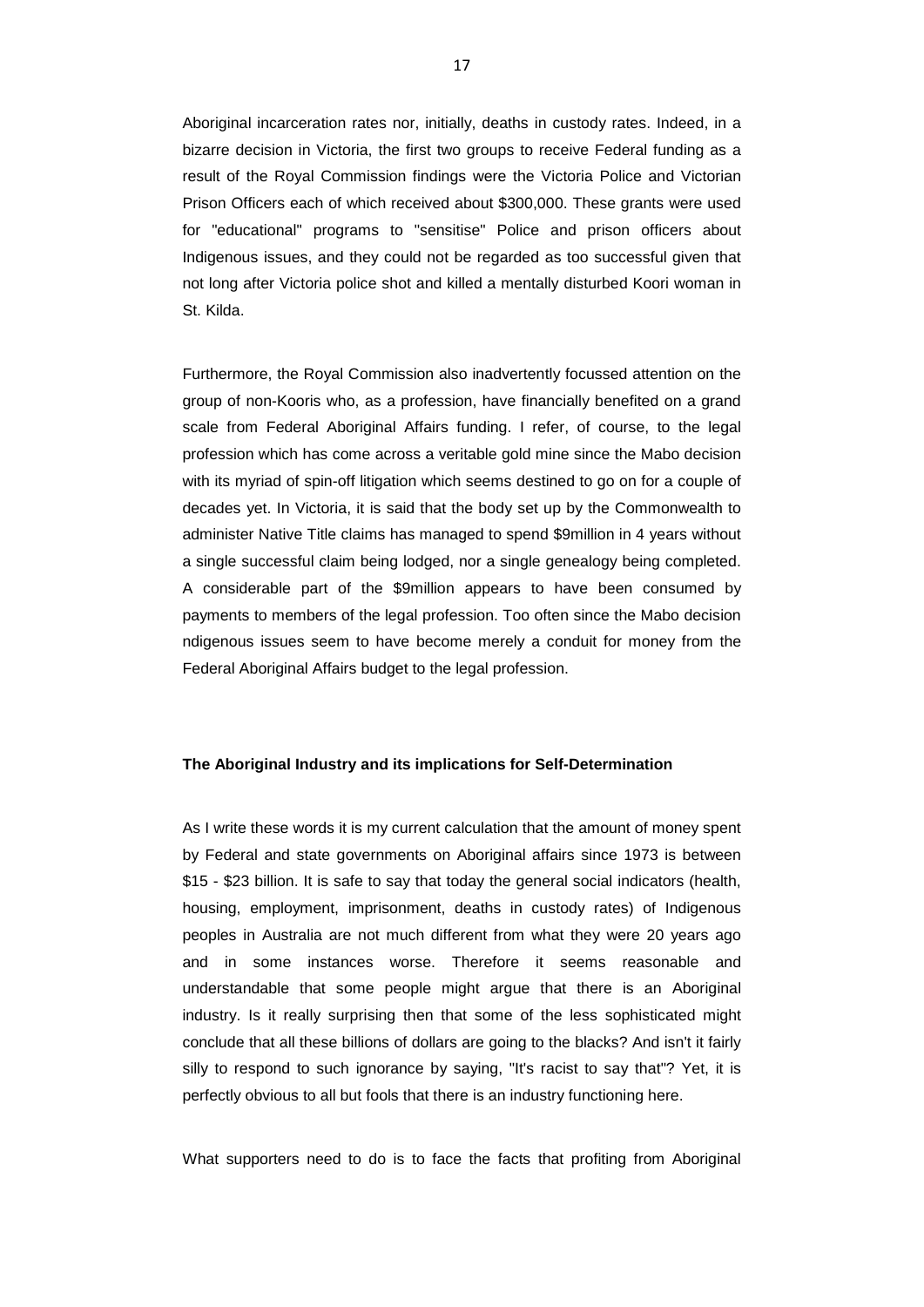Aboriginal incarceration rates nor, initially, deaths in custody rates. Indeed, in a bizarre decision in Victoria, the first two groups to receive Federal funding as a result of the Royal Commission findings were the Victoria Police and Victorian Prison Officers each of which received about $300,000. These grants were used for "educational" programs to "sensitise" Police and prison officers about Indigenous issues, and they could not be regarded as too successful given that not long after Victoria police shot and killed a mentally disturbed Koori woman in St. Kilda.

Furthermore, the Royal Commission also inadvertently focussed attention on the group of non-Kooris who, as a profession, have financially benefited on a grand scale from Federal Aboriginal Affairs funding. I refer, of course, to the legal profession which has come across a veritable gold mine since the Mabo decision with its myriad of spin-off litigation which seems destined to go on for a couple of decades yet. In Victoria, it is said that the body set up by the Commonwealth to administer Native Title claims has managed to spend $9million in 4 years without a single successful claim being lodged, nor a single genealogy being completed. A considerable part of the $9million appears to have been consumed by payments to members of the legal profession. Too often since the Mabo decision ndigenous issues seem to have become merely a conduit for money from the Federal Aboriginal Affairs budget to the legal profession.

### The Aboriginal Industry and its implications for Self-Determination

As I write these words it is my current calculation that the amount of money spent by Federal and state governments on Aboriginal affairs since 1973 is between $15 - $23 billion. It is safe to say that today the general social indicators (health, housing, employment, imprisonment, deaths in custody rates) of Indigenous peoples in Australia are not much different from what they were 20 years ago and in some instances worse. Therefore it seems reasonable and understandable that some people might argue that there is an Aboriginal industry. Is it really surprising then that some of the less sophisticated might conclude that all these billions of dollars are going to the blacks? And isn't it fairly silly to respond to such ignorance by saying, "It's racist to say that"? Yet, it is perfectly obvious to all but fools that there is an industry functioning here.

What supporters need to do is to face the facts that profiting from Aboriginal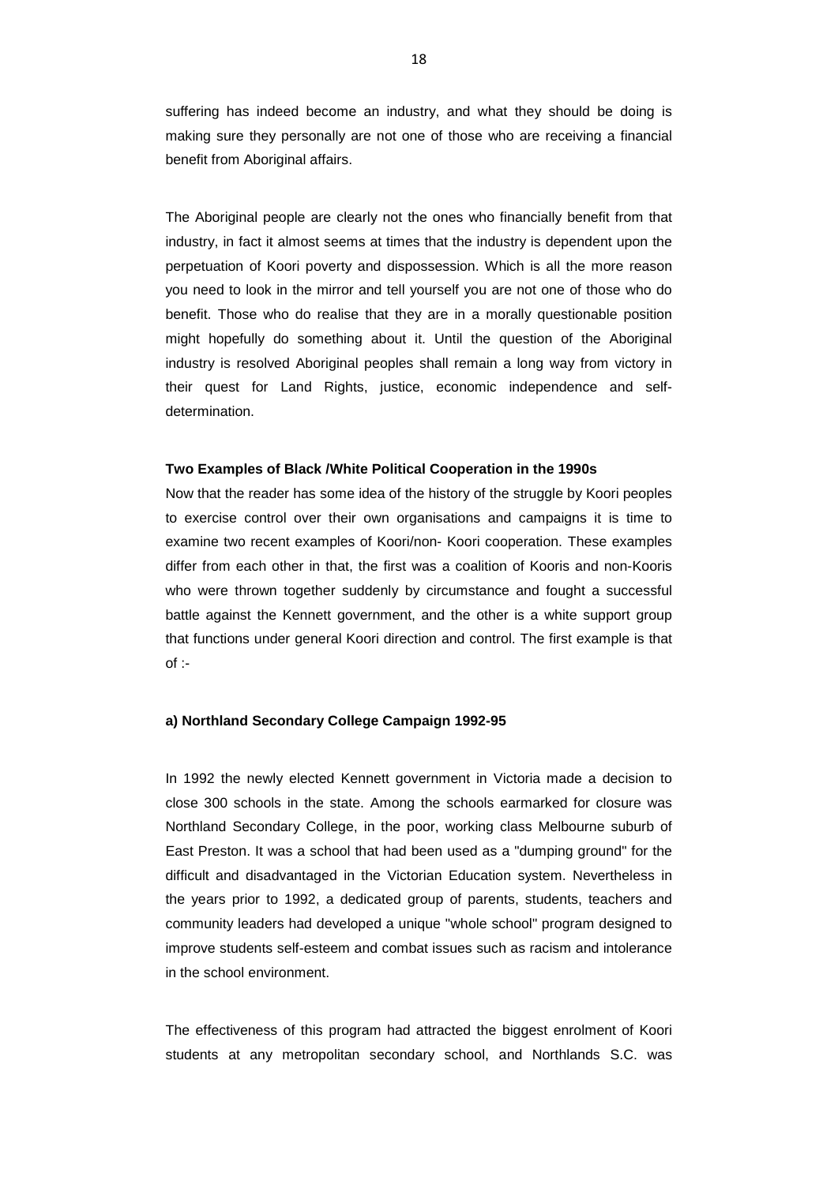suffering has indeed become an industry, and what they should be doing is making sure they personally are not one of those who are receiving a financial benefit from Aboriginal affairs.

The Aboriginal people are clearly not the ones who financially benefit from that industry, in fact it almost seems at times that the industry is dependent upon the perpetuation of Koori poverty and dispossession. Which is all the more reason you need to look in the mirror and tell yourself you are not one of those who do benefit. Those who do realise that they are in a morally questionable position might hopefully do something about it. Until the question of the Aboriginal industry is resolved Aboriginal peoples shall remain a long way from victory in their quest for Land Rights, justice, economic independence and self-determination.

**Two Examples of Black /White Political Cooperation in the 1990s**

Now that the reader has some idea of the history of the struggle by Koori peoples to exercise control over their own organisations and campaigns it is time to examine two recent examples of Koori/non- Koori cooperation. These examples differ from each other in that, the first was a coalition of Kooris and non-Kooris who were thrown together suddenly by circumstance and fought a successful battle against the Kennett government, and the other is a white support group that functions under general Koori direction and control. The first example is that of :-

**a) Northland Secondary College Campaign 1992-95**

In 1992 the newly elected Kennett government in Victoria made a decision to close 300 schools in the state. Among the schools earmarked for closure was Northland Secondary College, in the poor, working class Melbourne suburb of East Preston. It was a school that had been used as a "dumping ground" for the difficult and disadvantaged in the Victorian Education system. Nevertheless in the years prior to 1992, a dedicated group of parents, students, teachers and community leaders had developed a unique "whole school" program designed to improve students self-esteem and combat issues such as racism and intolerance in the school environment.

The effectiveness of this program had attracted the biggest enrolment of Koori students at any metropolitan secondary school, and Northlands S.C. was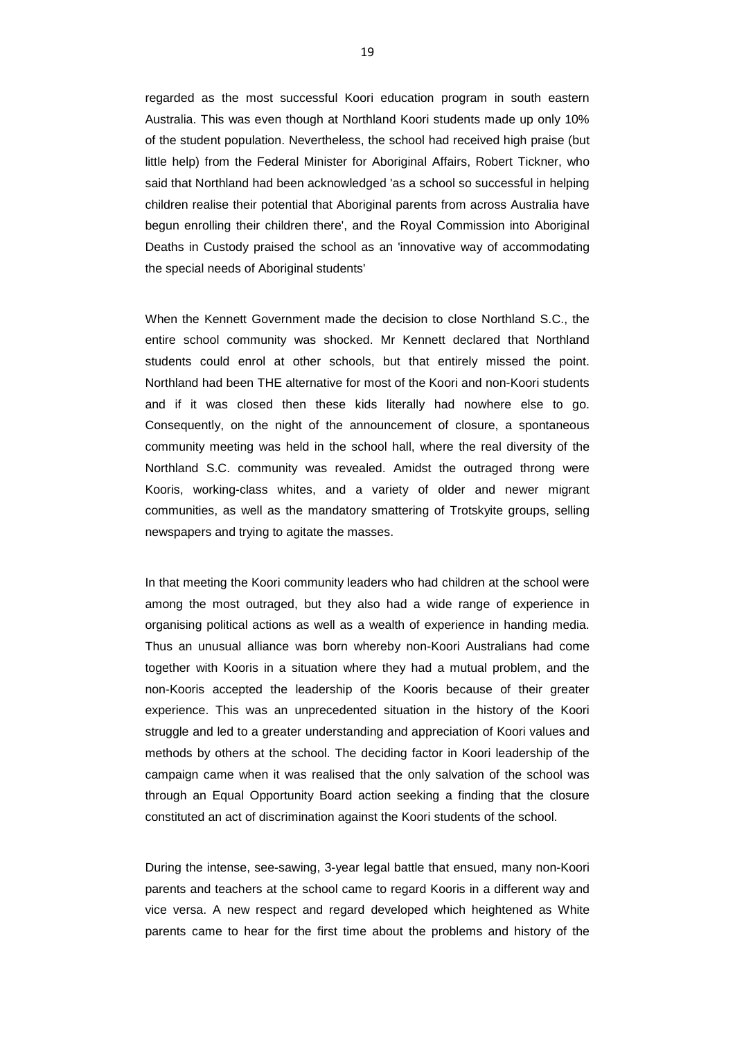regarded as the most successful Koori education program in south eastern Australia. This was even though at Northland Koori students made up only 10% of the student population. Nevertheless, the school had received high praise (but little help) from the Federal Minister for Aboriginal Affairs, Robert Tickner, who said that Northland had been acknowledged 'as a school so successful in helping children realise their potential that Aboriginal parents from across Australia have begun enrolling their children there', and the Royal Commission into Aboriginal Deaths in Custody praised the school as an 'innovative way of accommodating the special needs of Aboriginal students'

When the Kennett Government made the decision to close Northland S.C., the entire school community was shocked. Mr Kennett declared that Northland students could enrol at other schools, but that entirely missed the point. Northland had been THE alternative for most of the Koori and non-Koori students and if it was closed then these kids literally had nowhere else to go. Consequently, on the night of the announcement of closure, a spontaneous community meeting was held in the school hall, where the real diversity of the Northland S.C. community was revealed. Amidst the outraged throng were Kooris, working-class whites, and a variety of older and newer migrant communities, as well as the mandatory smattering of Trotskyite groups, selling newspapers and trying to agitate the masses.

In that meeting the Koori community leaders who had children at the school were among the most outraged, but they also had a wide range of experience in organising political actions as well as a wealth of experience in handing media. Thus an unusual alliance was born whereby non-Koori Australians had come together with Kooris in a situation where they had a mutual problem, and the non-Kooris accepted the leadership of the Kooris because of their greater experience. This was an unprecedented situation in the history of the Koori struggle and led to a greater understanding and appreciation of Koori values and methods by others at the school. The deciding factor in Koori leadership of the campaign came when it was realised that the only salvation of the school was through an Equal Opportunity Board action seeking a finding that the closure constituted an act of discrimination against the Koori students of the school.

During the intense, see-sawing, 3-year legal battle that ensued, many non-Koori parents and teachers at the school came to regard Kooris in a different way and vice versa. A new respect and regard developed which heightened as White parents came to hear for the first time about the problems and history of the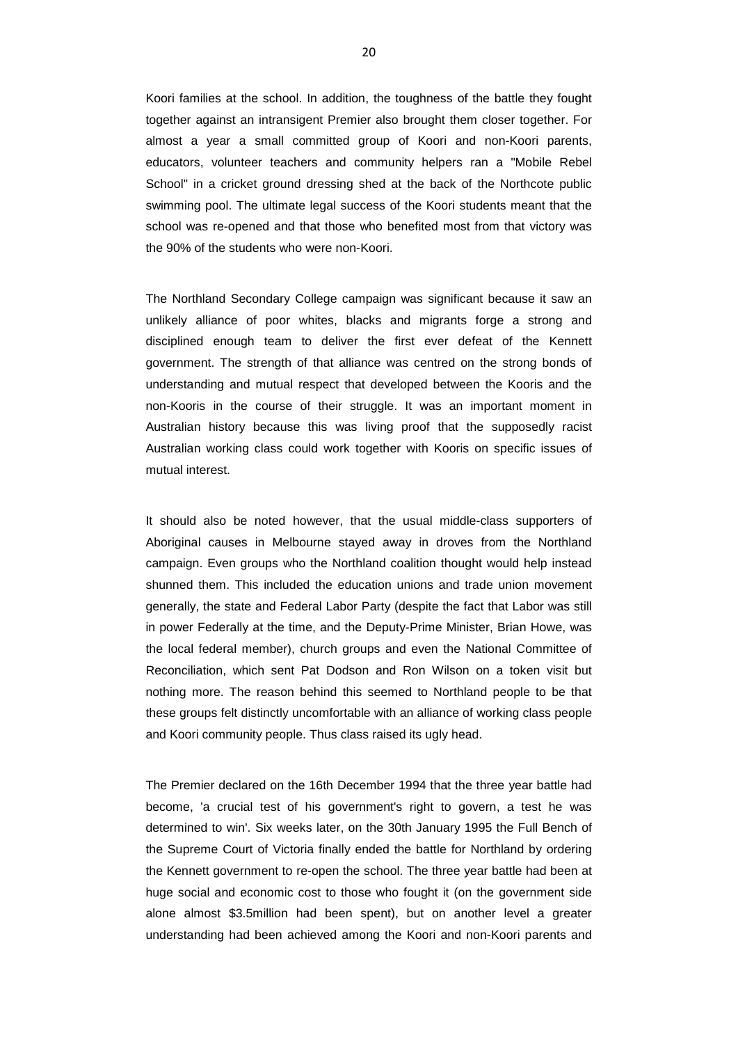Koori families at the school. In addition, the toughness of the battle they fought together against an intransigent Premier also brought them closer together. For almost a year a small committed group of Koori and non-Koori parents, educators, volunteer teachers and community helpers ran a "Mobile Rebel School" in a cricket ground dressing shed at the back of the Northcote public swimming pool. The ultimate legal success of the Koori students meant that the school was re-opened and that those who benefited most from that victory was the 90% of the students who were non-Koori.

The Northland Secondary College campaign was significant because it saw an unlikely alliance of poor whites, blacks and migrants forge a strong and disciplined enough team to deliver the first ever defeat of the Kennett government. The strength of that alliance was centred on the strong bonds of understanding and mutual respect that developed between the Kooris and the non-Kooris in the course of their struggle. It was an important moment in Australian history because this was living proof that the supposedly racist Australian working class could work together with Kooris on specific issues of mutual interest.

It should also be noted however, that the usual middle-class supporters of Aboriginal causes in Melbourne stayed away in droves from the Northland campaign. Even groups who the Northland coalition thought would help instead shunned them. This included the education unions and trade union movement generally, the state and Federal Labor Party (despite the fact that Labor was still in power Federally at the time, and the Deputy-Prime Minister, Brian Howe, was the local federal member), church groups and even the National Committee of Reconciliation, which sent Pat Dodson and Ron Wilson on a token visit but nothing more. The reason behind this seemed to Northland people to be that these groups felt distinctly uncomfortable with an alliance of working class people and Koori community people. Thus class raised its ugly head.

The Premier declared on the 16th December 1994 that the three year battle had become, 'a crucial test of his government's right to govern, a test he was determined to win'. Six weeks later, on the 30th January 1995 the Full Bench of the Supreme Court of Victoria finally ended the battle for Northland by ordering the Kennett government to re-open the school. The three year battle had been at huge social and economic cost to those who fought it (on the government side alone almost $3.5million had been spent), but on another level a greater understanding had been achieved among the Koori and non-Koori parents and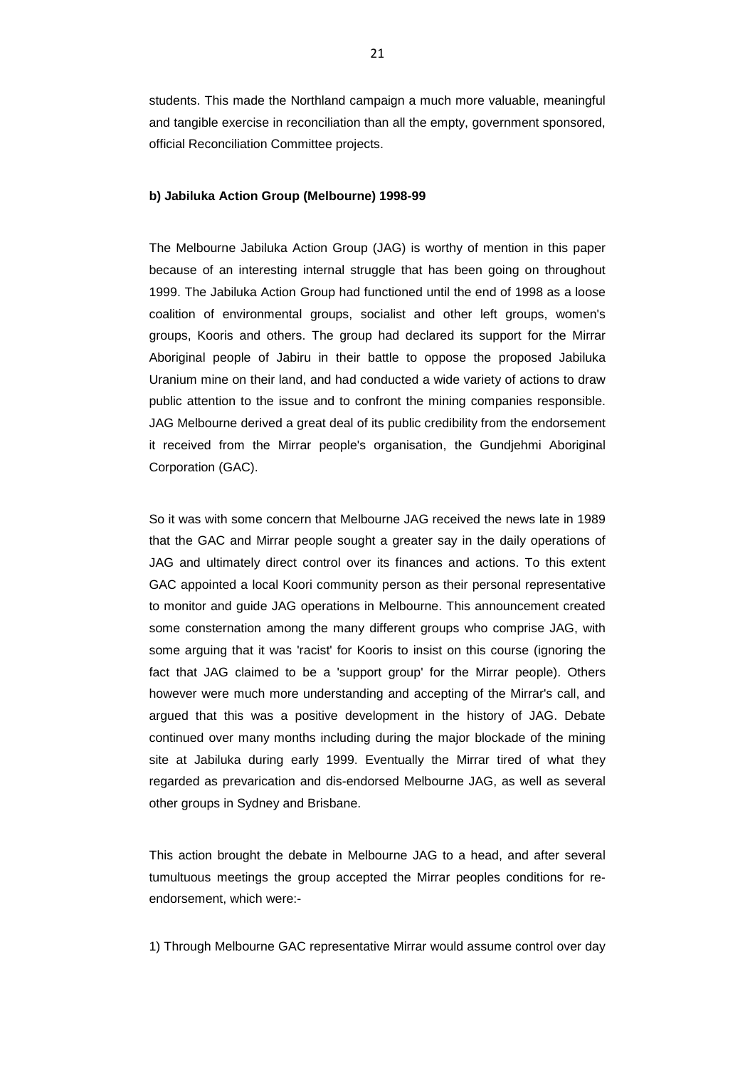students. This made the Northland campaign a much more valuable, meaningful and tangible exercise in reconciliation than all the empty, government sponsored, official Reconciliation Committee projects.

**b) Jabiluka Action Group (Melbourne) 1998-99**

The Melbourne Jabiluka Action Group (JAG) is worthy of mention in this paper because of an interesting internal struggle that has been going on throughout 1999. The Jabiluka Action Group had functioned until the end of 1998 as a loose coalition of environmental groups, socialist and other left groups, women's groups, Kooris and others. The group had declared its support for the Mirrar Aboriginal people of Jabiru in their battle to oppose the proposed Jabiluka Uranium mine on their land, and had conducted a wide variety of actions to draw public attention to the issue and to confront the mining companies responsible. JAG Melbourne derived a great deal of its public credibility from the endorsement it received from the Mirrar people's organisation, the Gundjehmi Aboriginal Corporation (GAC).

So it was with some concern that Melbourne JAG received the news late in 1989 that the GAC and Mirrar people sought a greater say in the daily operations of JAG and ultimately direct control over its finances and actions. To this extent GAC appointed a local Koori community person as their personal representative to monitor and guide JAG operations in Melbourne. This announcement created some consternation among the many different groups who comprise JAG, with some arguing that it was 'racist' for Kooris to insist on this course (ignoring the fact that JAG claimed to be a 'support group' for the Mirrar people). Others however were much more understanding and accepting of the Mirrar's call, and argued that this was a positive development in the history of JAG. Debate continued over many months including during the major blockade of the mining site at Jabiluka during early 1999. Eventually the Mirrar tired of what they regarded as prevarication and dis-endorsed Melbourne JAG, as well as several other groups in Sydney and Brisbane.

This action brought the debate in Melbourne JAG to a head, and after several tumultuous meetings the group accepted the Mirrar peoples conditions for re-endorsement, which were:-

1) Through Melbourne GAC representative Mirrar would assume control over day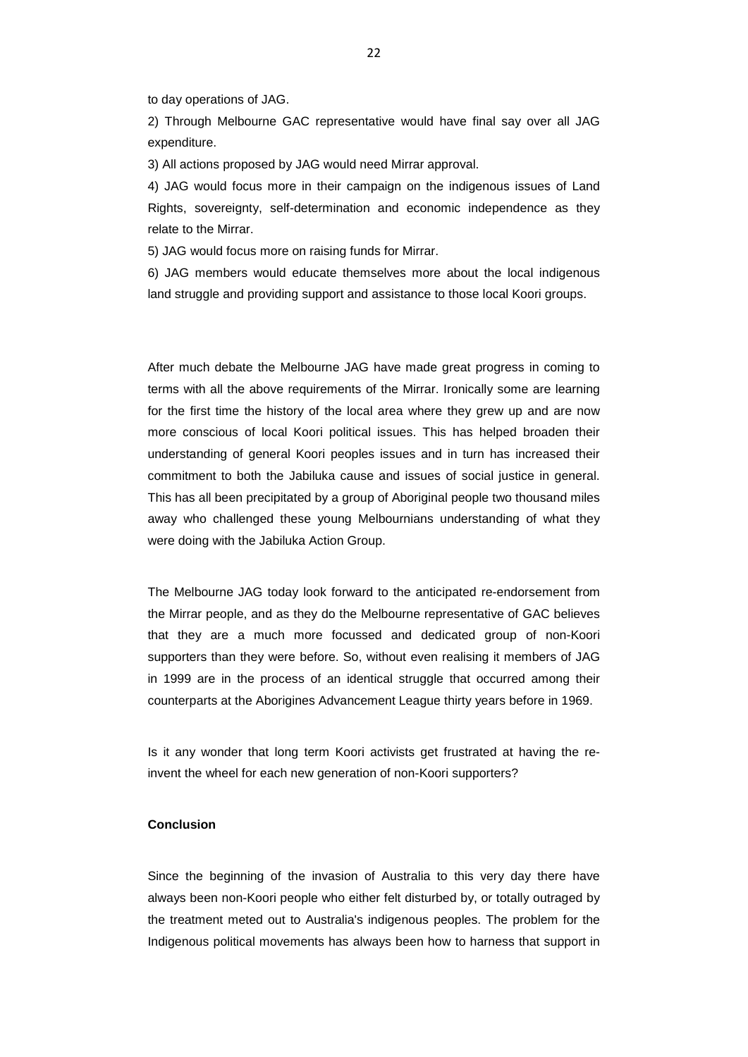to day operations of JAG.

2) Through Melbourne GAC representative would have final say over all JAG expenditure.

3) All actions proposed by JAG would need Mirrar approval.

4) JAG would focus more in their campaign on the indigenous issues of Land Rights, sovereignty, self-determination and economic independence as they relate to the Mirrar.

5) JAG would focus more on raising funds for Mirrar.

6) JAG members would educate themselves more about the local indigenous land struggle and providing support and assistance to those local Koori groups.

After much debate the Melbourne JAG have made great progress in coming to terms with all the above requirements of the Mirrar. Ironically some are learning for the first time the history of the local area where they grew up and are now more conscious of local Koori political issues. This has helped broaden their understanding of general Koori peoples issues and in turn has increased their commitment to both the Jabiluka cause and issues of social justice in general. This has all been precipitated by a group of Aboriginal people two thousand miles away who challenged these young Melbournians understanding of what they were doing with the Jabiluka Action Group.

The Melbourne JAG today look forward to the anticipated re-endorsement from the Mirrar people, and as they do the Melbourne representative of GAC believes that they are a much more focussed and dedicated group of non-Koori supporters than they were before. So, without even realising it members of JAG in 1999 are in the process of an identical struggle that occurred among their counterparts at the Aborigines Advancement League thirty years before in 1969.

Is it any wonder that long term Koori activists get frustrated at having the re-invent the wheel for each new generation of non-Koori supporters?

**Conclusion**

Since the beginning of the invasion of Australia to this very day there have always been non-Koori people who either felt disturbed by, or totally outraged by the treatment meted out to Australia's indigenous peoples. The problem for the Indigenous political movements has always been how to harness that support in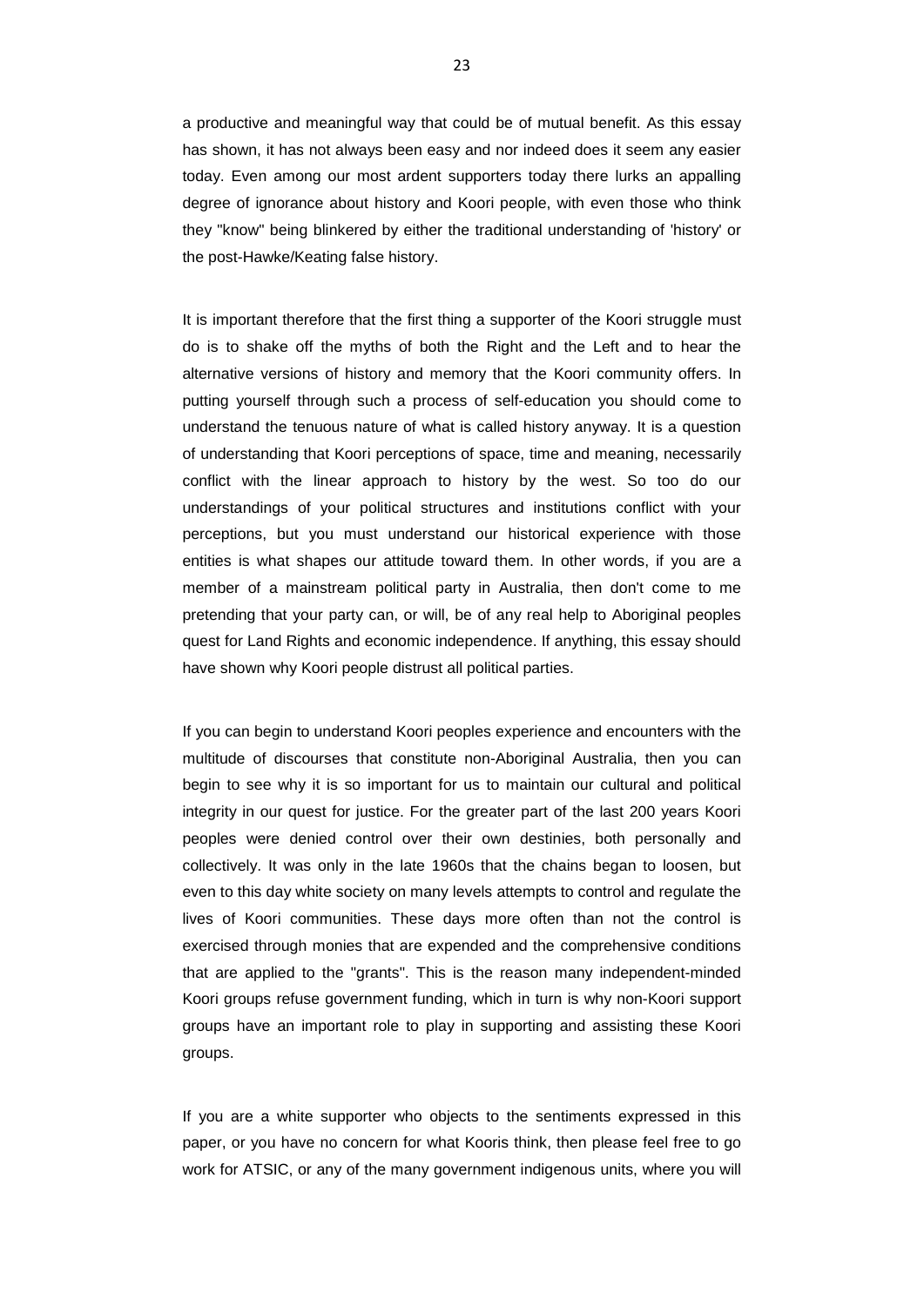a productive and meaningful way that could be of mutual benefit. As this essay has shown, it has not always been easy and nor indeed does it seem any easier today. Even among our most ardent supporters today there lurks an appalling degree of ignorance about history and Koori people, with even those who think they "know" being blinkered by either the traditional understanding of 'history' or the post-Hawke/Keating false history.

It is important therefore that the first thing a supporter of the Koori struggle must do is to shake off the myths of both the Right and the Left and to hear the alternative versions of history and memory that the Koori community offers. In putting yourself through such a process of self-education you should come to understand the tenuous nature of what is called history anyway. It is a question of understanding that Koori perceptions of space, time and meaning, necessarily conflict with the linear approach to history by the west. So too do our understandings of your political structures and institutions conflict with your perceptions, but you must understand our historical experience with those entities is what shapes our attitude toward them. In other words, if you are a member of a mainstream political party in Australia, then don't come to me pretending that your party can, or will, be of any real help to Aboriginal peoples quest for Land Rights and economic independence. If anything, this essay should have shown why Koori people distrust all political parties.

If you can begin to understand Koori peoples experience and encounters with the multitude of discourses that constitute non-Aboriginal Australia, then you can begin to see why it is so important for us to maintain our cultural and political integrity in our quest for justice. For the greater part of the last 200 years Koori peoples were denied control over their own destinies, both personally and collectively. It was only in the late 1960s that the chains began to loosen, but even to this day white society on many levels attempts to control and regulate the lives of Koori communities. These days more often than not the control is exercised through monies that are expended and the comprehensive conditions that are applied to the "grants". This is the reason many independent-minded Koori groups refuse government funding, which in turn is why non-Koori support groups have an important role to play in supporting and assisting these Koori groups.

If you are a white supporter who objects to the sentiments expressed in this paper, or you have no concern for what Kooris think, then please feel free to go work for ATSIC, or any of the many government indigenous units, where you will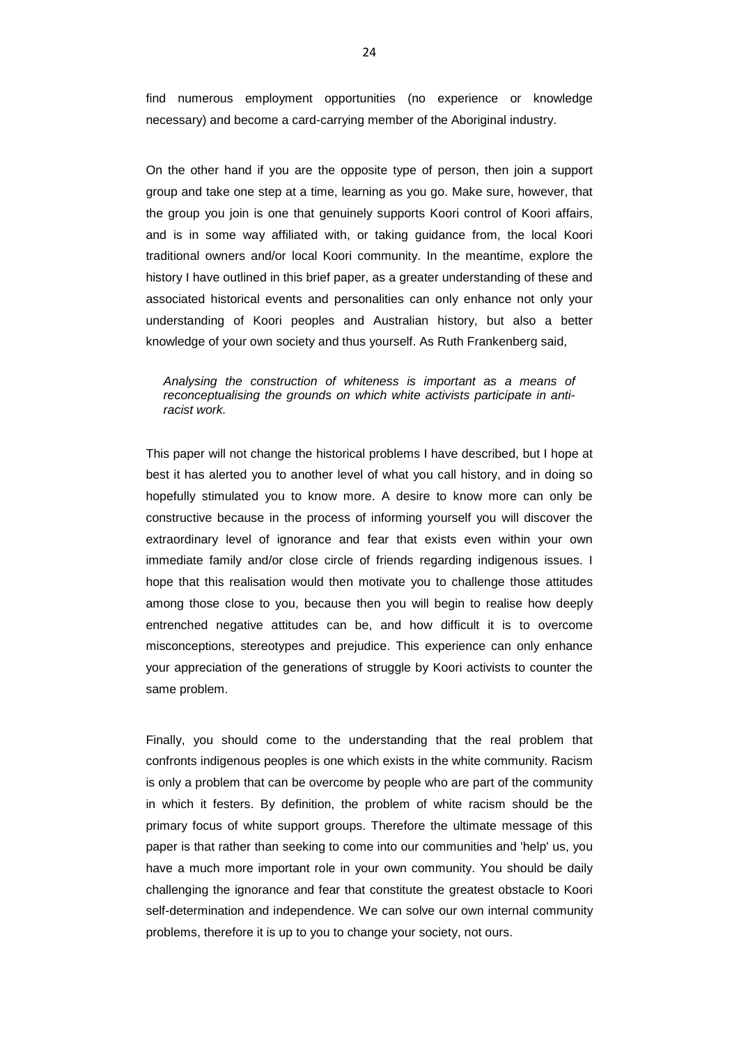find numerous employment opportunities (no experience or knowledge necessary) and become a card-carrying member of the Aboriginal industry.

On the other hand if you are the opposite type of person, then join a support group and take one step at a time, learning as you go. Make sure, however, that the group you join is one that genuinely supports Koori control of Koori affairs, and is in some way affiliated with, or taking guidance from, the local Koori traditional owners and/or local Koori community. In the meantime, explore the history I have outlined in this brief paper, as a greater understanding of these and associated historical events and personalities can only enhance not only your understanding of Koori peoples and Australian history, but also a better knowledge of your own society and thus yourself. As Ruth Frankenberg said,

> *Analysing the construction of whiteness is important as a means of reconceptualising the grounds on which white activists participate in anti-racist work.*

This paper will not change the historical problems I have described, but I hope at best it has alerted you to another level of what you call history, and in doing so hopefully stimulated you to know more. A desire to know more can only be constructive because in the process of informing yourself you will discover the extraordinary level of ignorance and fear that exists even within your own immediate family and/or close circle of friends regarding indigenous issues. I hope that this realisation would then motivate you to challenge those attitudes among those close to you, because then you will begin to realise how deeply entrenched negative attitudes can be, and how difficult it is to overcome misconceptions, stereotypes and prejudice. This experience can only enhance your appreciation of the generations of struggle by Koori activists to counter the same problem.

Finally, you should come to the understanding that the real problem that confronts indigenous peoples is one which exists in the white community. Racism is only a problem that can be overcome by people who are part of the community in which it festers. By definition, the problem of white racism should be the primary focus of white support groups. Therefore the ultimate message of this paper is that rather than seeking to come into our communities and 'help' us, you have a much more important role in your own community. You should be daily challenging the ignorance and fear that constitute the greatest obstacle to Koori self-determination and independence. We can solve our own internal community problems, therefore it is up to you to change your society, not ours.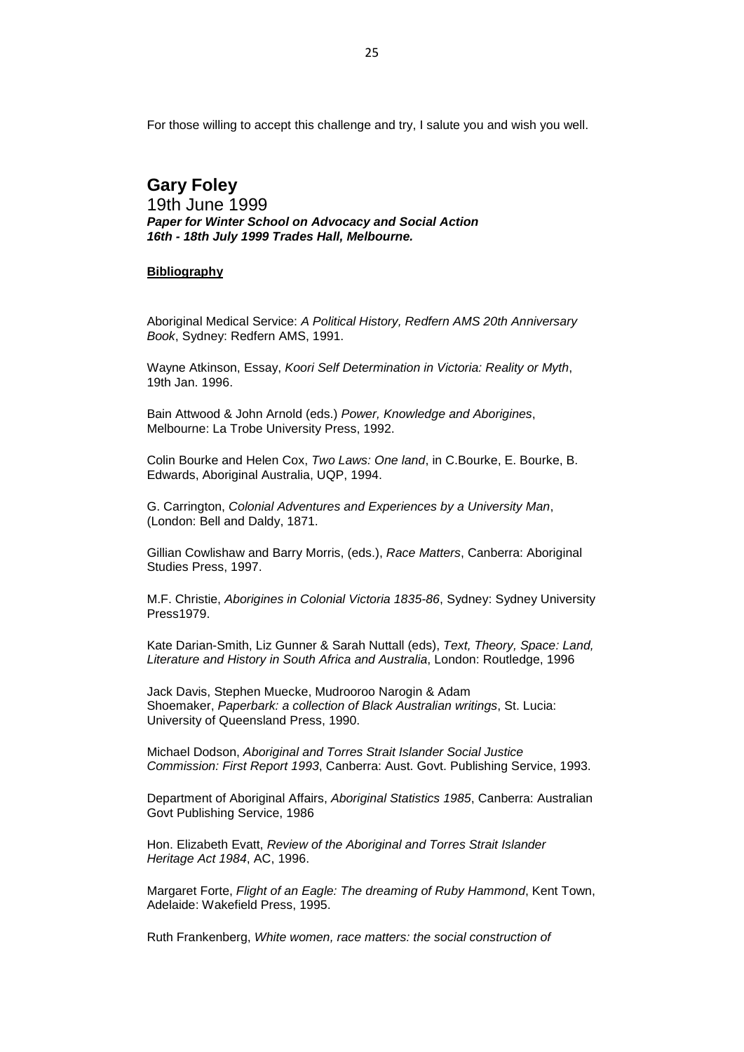For those willing to accept this challenge and try, I salute you and wish you well.

## Gary Foley

19th June 1999
***Paper for Winter School on Advocacy and Social Action***
***16th - 18th July 1999 Trades Hall, Melbourne.***

**Bibliography**

Aboriginal Medical Service: *A Political History, Redfern AMS 20th Anniversary Book*, Sydney: Redfern AMS, 1991.

Wayne Atkinson, Essay, *Koori Self Determination in Victoria: Reality or Myth*, 19th Jan. 1996.

Bain Attwood & John Arnold (eds.) *Power, Knowledge and Aborigines*, Melbourne: La Trobe University Press, 1992.

Colin Bourke and Helen Cox, *Two Laws: One land*, in C.Bourke, E. Bourke, B. Edwards, Aboriginal Australia, UQP, 1994.

G. Carrington, *Colonial Adventures and Experiences by a University Man*, (London: Bell and Daldy, 1871.

Gillian Cowlishaw and Barry Morris, (eds.), *Race Matters*, Canberra: Aboriginal Studies Press, 1997.

M.F. Christie, *Aborigines in Colonial Victoria 1835-86*, Sydney: Sydney University Press1979.

Kate Darian-Smith, Liz Gunner & Sarah Nuttall (eds), *Text, Theory, Space: Land, Literature and History in South Africa and Australia*, London: Routledge, 1996

Jack Davis, Stephen Muecke, Mudrooroo Narogin & Adam Shoemaker, *Paperbark: a collection of Black Australian writings*, St. Lucia: University of Queensland Press, 1990.

Michael Dodson, *Aboriginal and Torres Strait Islander Social Justice Commission: First Report 1993*, Canberra: Aust. Govt. Publishing Service, 1993.

Department of Aboriginal Affairs, *Aboriginal Statistics 1985*, Canberra: Australian Govt Publishing Service, 1986

Hon. Elizabeth Evatt, *Review of the Aboriginal and Torres Strait Islander Heritage Act 1984*, AC, 1996.

Margaret Forte, *Flight of an Eagle: The dreaming of Ruby Hammond*, Kent Town, Adelaide: Wakefield Press, 1995.

Ruth Frankenberg, *White women, race matters: the social construction of*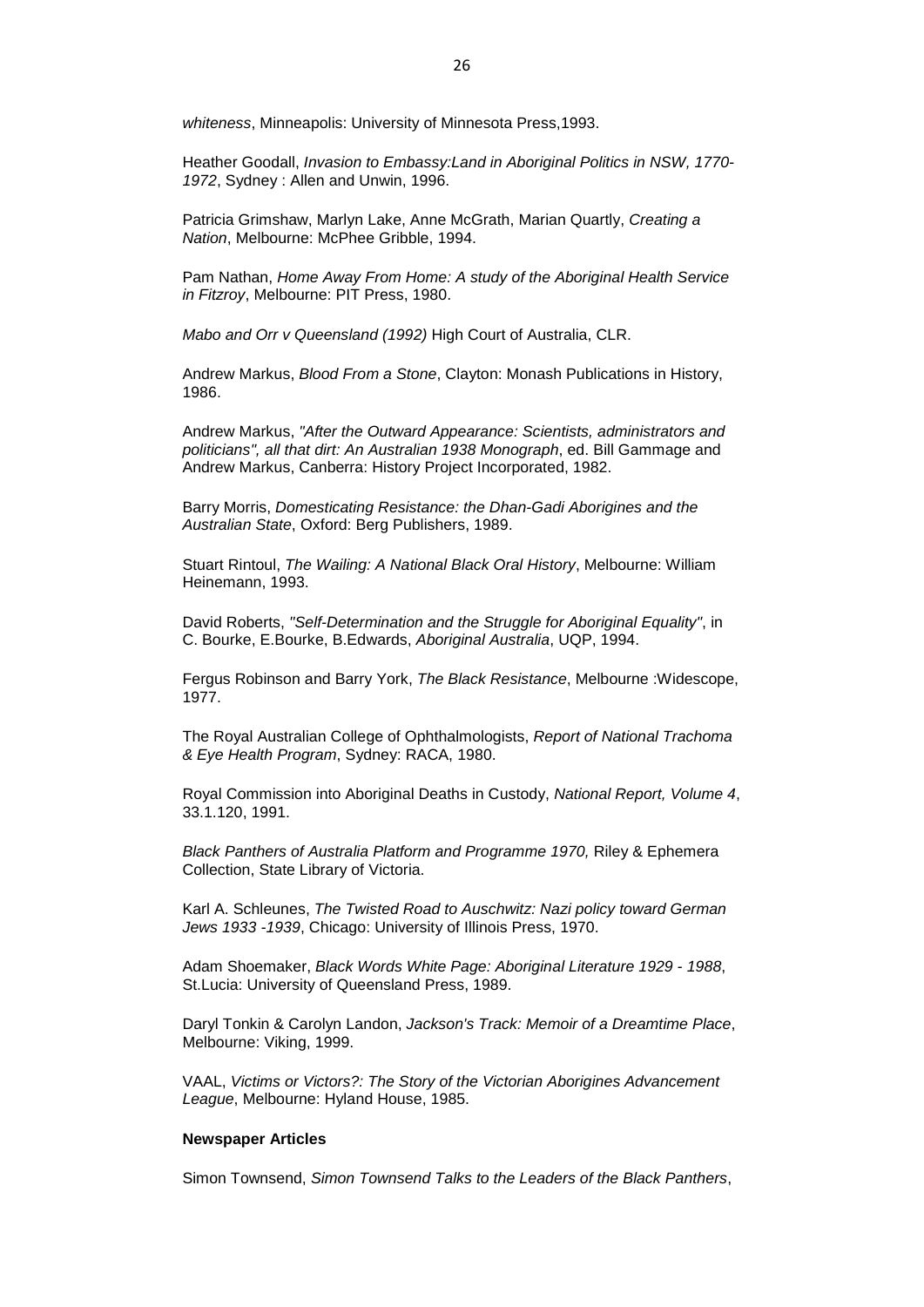*whiteness*, Minneapolis: University of Minnesota Press,1993.

Heather Goodall, *Invasion to Embassy:Land in Aboriginal Politics in NSW, 1770-1972*, Sydney : Allen and Unwin, 1996.

Patricia Grimshaw, Marlyn Lake, Anne McGrath, Marian Quartly, *Creating a Nation*, Melbourne: McPhee Gribble, 1994.

Pam Nathan, *Home Away From Home: A study of the Aboriginal Health Service in Fitzroy*, Melbourne: PIT Press, 1980.

*Mabo and Orr v Queensland (1992)* High Court of Australia, CLR.

Andrew Markus, *Blood From a Stone*, Clayton: Monash Publications in History, 1986.

Andrew Markus, *"After the Outward Appearance: Scientists, administrators and politicians", all that dirt: An Australian 1938 Monograph*, ed. Bill Gammage and Andrew Markus, Canberra: History Project Incorporated, 1982.

Barry Morris, *Domesticating Resistance: the Dhan-Gadi Aborigines and the Australian State*, Oxford: Berg Publishers, 1989.

Stuart Rintoul, *The Wailing: A National Black Oral History*, Melbourne: William Heinemann, 1993.

David Roberts, *"Self-Determination and the Struggle for Aboriginal Equality"*, in C. Bourke, E.Bourke, B.Edwards, *Aboriginal Australia*, UQP, 1994.

Fergus Robinson and Barry York, *The Black Resistance*, Melbourne :Widescope, 1977.

The Royal Australian College of Ophthalmologists, *Report of National Trachoma & Eye Health Program*, Sydney: RACA, 1980.

Royal Commission into Aboriginal Deaths in Custody, *National Report, Volume 4*, 33.1.120, 1991.

*Black Panthers of Australia Platform and Programme 1970,* Riley & Ephemera Collection, State Library of Victoria.

Karl A. Schleunes, *The Twisted Road to Auschwitz: Nazi policy toward German Jews 1933 -1939*, Chicago: University of Illinois Press, 1970.

Adam Shoemaker, *Black Words White Page: Aboriginal Literature 1929 - 1988*, St.Lucia: University of Queensland Press, 1989.

Daryl Tonkin & Carolyn Landon, *Jackson's Track: Memoir of a Dreamtime Place*, Melbourne: Viking, 1999.

VAAL, *Victims or Victors?: The Story of the Victorian Aborigines Advancement League*, Melbourne: Hyland House, 1985.

**Newspaper Articles**

Simon Townsend, *Simon Townsend Talks to the Leaders of the Black Panthers*,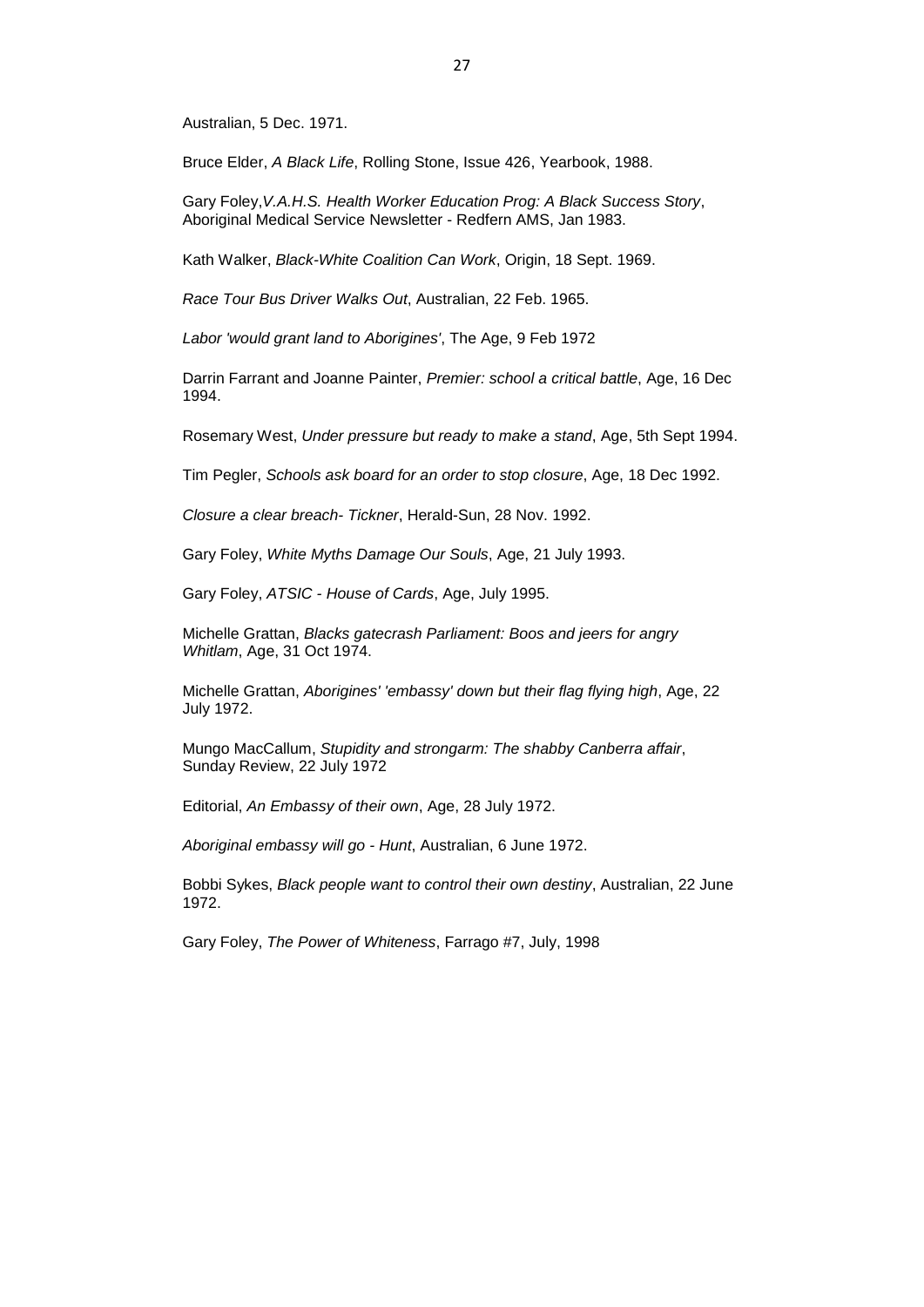Australian, 5 Dec. 1971.

Bruce Elder, *A Black Life*, Rolling Stone, Issue 426, Yearbook, 1988.

Gary Foley,*V.A.H.S. Health Worker Education Prog: A Black Success Story*, Aboriginal Medical Service Newsletter - Redfern AMS, Jan 1983.

Kath Walker, *Black-White Coalition Can Work*, Origin, 18 Sept. 1969.

*Race Tour Bus Driver Walks Out*, Australian, 22 Feb. 1965.

*Labor 'would grant land to Aborigines'*, The Age, 9 Feb 1972

Darrin Farrant and Joanne Painter, *Premier: school a critical battle*, Age, 16 Dec 1994.

Rosemary West, *Under pressure but ready to make a stand*, Age, 5th Sept 1994.

Tim Pegler, *Schools ask board for an order to stop closure*, Age, 18 Dec 1992.

*Closure a clear breach- Tickner*, Herald-Sun, 28 Nov. 1992.

Gary Foley, *White Myths Damage Our Souls*, Age, 21 July 1993.

Gary Foley, *ATSIC - House of Cards*, Age, July 1995.

Michelle Grattan, *Blacks gatecrash Parliament: Boos and jeers for angry Whitlam*, Age, 31 Oct 1974.

Michelle Grattan, *Aborigines' 'embassy' down but their flag flying high*, Age, 22 July 1972.

Mungo MacCallum, *Stupidity and strongarm: The shabby Canberra affair*, Sunday Review, 22 July 1972

Editorial, *An Embassy of their own*, Age, 28 July 1972.

*Aboriginal embassy will go - Hunt*, Australian, 6 June 1972.

Bobbi Sykes, *Black people want to control their own destiny*, Australian, 22 June 1972.

Gary Foley, *The Power of Whiteness*, Farrago #7, July, 1998